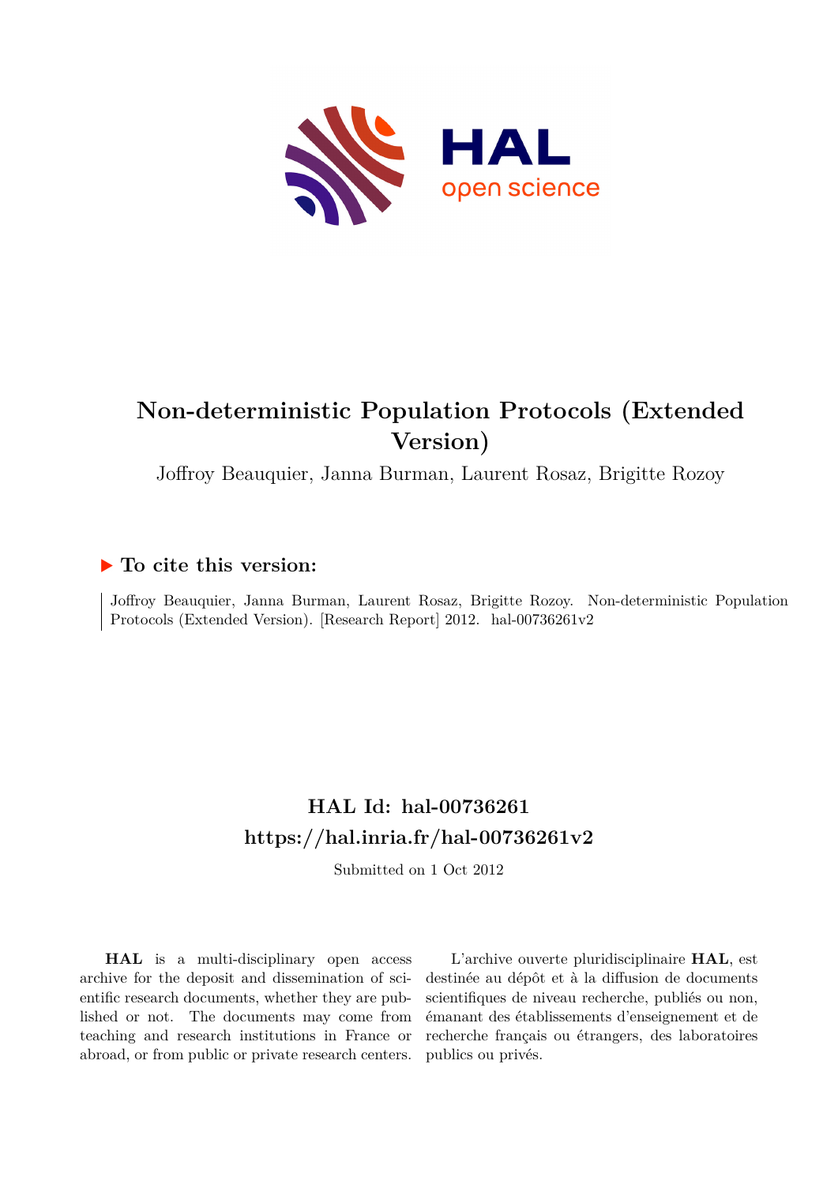# Non-deterministic Population Protocols (Extended Version)

Joffroy Beauquier, Janna Burman, Laurent Rosaz, Brigitte Rozoy

## ▶ To cite this version:

Joffroy Beauquier, Janna Burman, Laurent Rosaz, Brigitte Rozoy. Non-deterministic Population Protocols (Extended Version). [Research Report] 2012. hal-00736261v2

## HAL Id: hal-00736261

## https://hal.inria.fr/hal-00736261v2

Submitted on 1 Oct 2012

**HAL** is a multi-disciplinary open access archive for the deposit and dissemination of scientific research documents, whether they are published or not. The documents may come from teaching and research institutions in France or abroad, or from public or private research centers.

L'archive ouverte pluridisciplinaire **HAL**, est destinée au dépôt et à la diffusion de documents scientifiques de niveau recherche, publiés ou non, émanant des établissements d'enseignement et de recherche français ou étrangers, des laboratoires publics ou privés.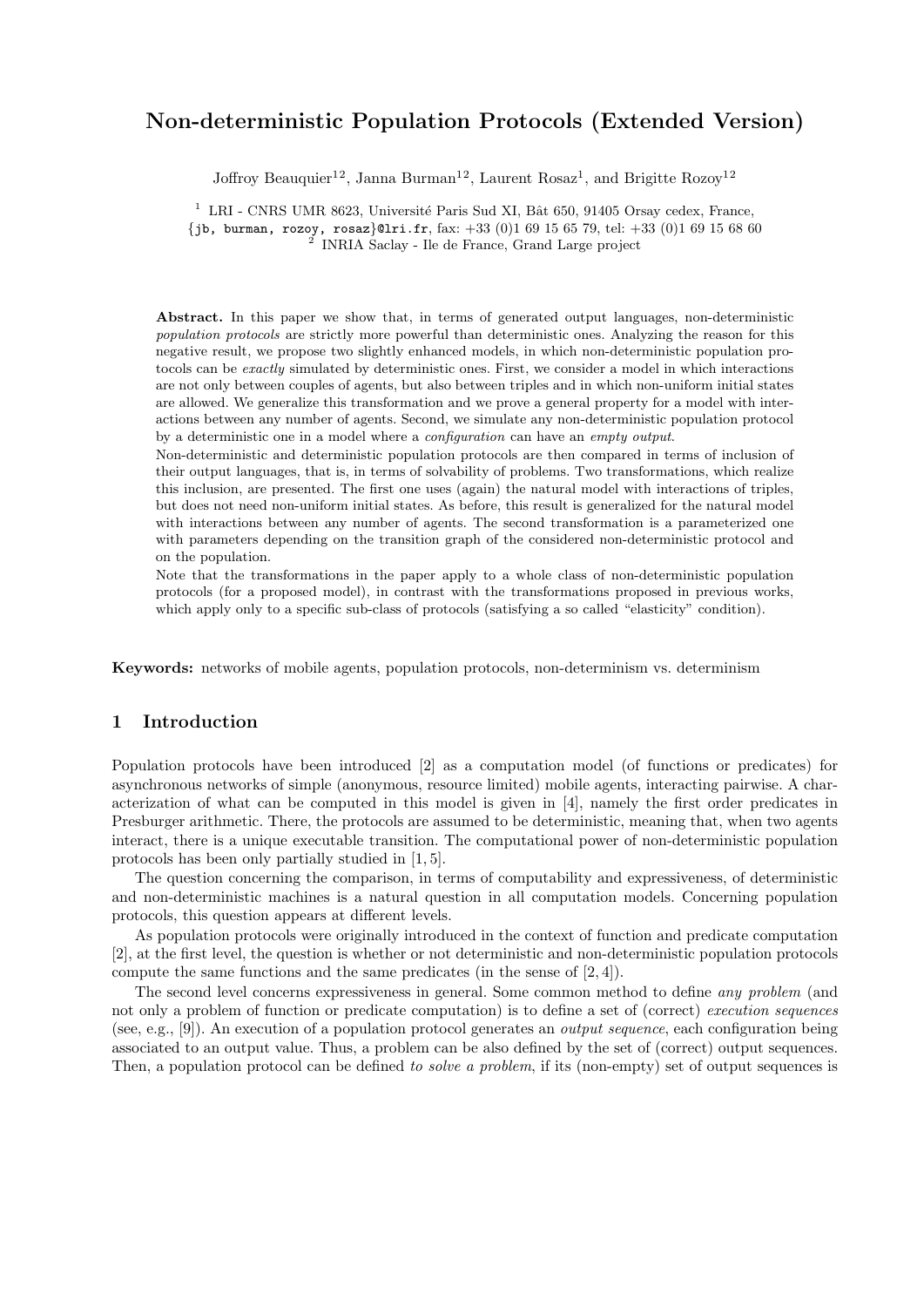# Non-deterministic Population Protocols (Extended Version)

Joffroy Beauquier[1,2], Janna Burman[1,2], Laurent Rosaz[1], and Brigitte Rozoy[1,2]

[1] LRI - CNRS UMR 8623, Université Paris Sud XI, Bât 650, 91405 Orsay cedex, France,
{jb, burman, rozoy, rosaz}@lri.fr, fax: +33 (0)1 69 15 65 79, tel: +33 (0)1 69 15 68 60
[2] INRIA Saclay - Ile de France, Grand Large project

**Abstract.** In this paper we show that, in terms of generated output languages, non-deterministic *population protocols* are strictly more powerful than deterministic ones. Analyzing the reason for this negative result, we propose two slightly enhanced models, in which non-deterministic population protocols can be *exactly* simulated by deterministic ones. First, we consider a model in which interactions are not only between couples of agents, but also between triples and in which non-uniform initial states are allowed. We generalize this transformation and we prove a general property for a model with interactions between any number of agents. Second, we simulate any non-deterministic population protocol by a deterministic one in a model where a *configuration* can have an *empty output*.
Non-deterministic and deterministic population protocols are then compared in terms of inclusion of their output languages, that is, in terms of solvability of problems. Two transformations, which realize this inclusion, are presented. The first one uses (again) the natural model with interactions of triples, but does not need non-uniform initial states. As before, this result is generalized for the natural model with interactions between any number of agents. The second transformation is a parameterized one with parameters depending on the transition graph of the considered non-deterministic protocol and on the population.
Note that the transformations in the paper apply to a whole class of non-deterministic population protocols (for a proposed model), in contrast with the transformations proposed in previous works, which apply only to a specific sub-class of protocols (satisfying a so called "elasticity" condition).

**Keywords:** networks of mobile agents, population protocols, non-determinism vs. determinism

## 1 Introduction

Population protocols have been introduced [2] as a computation model (of functions or predicates) for asynchronous networks of simple (anonymous, resource limited) mobile agents, interacting pairwise. A characterization of what can be computed in this model is given in [4], namely the first order predicates in Presburger arithmetic. There, the protocols are assumed to be deterministic, meaning that, when two agents interact, there is a unique executable transition. The computational power of non-deterministic population protocols has been only partially studied in [1, 5].

The question concerning the comparison, in terms of computability and expressiveness, of deterministic and non-deterministic machines is a natural question in all computation models. Concerning population protocols, this question appears at different levels.

As population protocols were originally introduced in the context of function and predicate computation [2], at the first level, the question is whether or not deterministic and non-deterministic population protocols compute the same functions and the same predicates (in the sense of [2, 4]).

The second level concerns expressiveness in general. Some common method to define *any problem* (and not only a problem of function or predicate computation) is to define a set of (correct) *execution sequences* (see, e.g., [9]). An execution of a population protocol generates an *output sequence*, each configuration being associated to an output value. Thus, a problem can be also defined by the set of (correct) output sequences. Then, a population protocol can be defined *to solve a problem*, if its (non-empty) set of output sequences is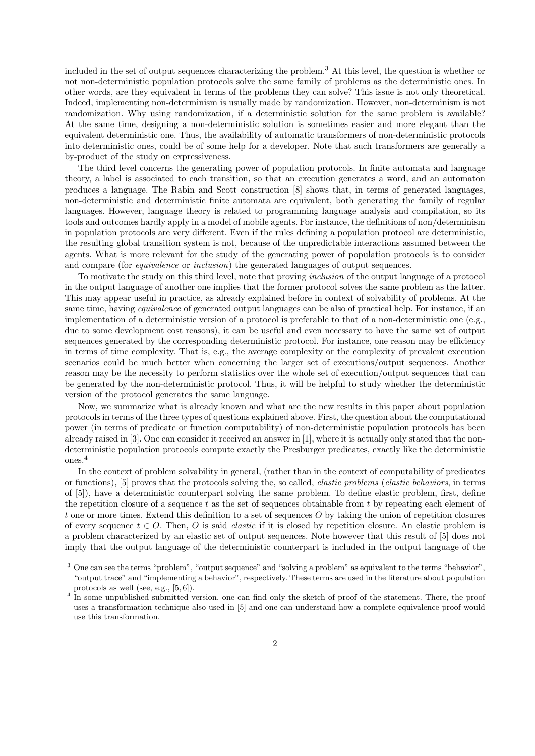included in the set of output sequences characterizing the problem.[3] At this level, the question is whether or not non-deterministic population protocols solve the same family of problems as the deterministic ones. In other words, are they equivalent in terms of the problems they can solve? This issue is not only theoretical. Indeed, implementing non-determinism is usually made by randomization. However, non-determinism is not randomization. Why using randomization, if a deterministic solution for the same problem is available? At the same time, designing a non-deterministic solution is sometimes easier and more elegant than the equivalent deterministic one. Thus, the availability of automatic transformers of non-deterministic protocols into deterministic ones, could be of some help for a developer. Note that such transformers are generally a by-product of the study on expressiveness.

The third level concerns the generating power of population protocols. In finite automata and language theory, a label is associated to each transition, so that an execution generates a word, and an automaton produces a language. The Rabin and Scott construction [8] shows that, in terms of generated languages, non-deterministic and deterministic finite automata are equivalent, both generating the family of regular languages. However, language theory is related to programming language analysis and compilation, so its tools and outcomes hardly apply in a model of mobile agents. For instance, the definitions of non/determinism in population protocols are very different. Even if the rules defining a population protocol are deterministic, the resulting global transition system is not, because of the unpredictable interactions assumed between the agents. What is more relevant for the study of the generating power of population protocols is to consider and compare (for *equivalence* or *inclusion*) the generated languages of output sequences.

To motivate the study on this third level, note that proving *inclusion* of the output language of a protocol in the output language of another one implies that the former protocol solves the same problem as the latter. This may appear useful in practice, as already explained before in context of solvability of problems. At the same time, having *equivalence* of generated output languages can be also of practical help. For instance, if an implementation of a deterministic version of a protocol is preferable to that of a non-deterministic one (e.g., due to some development cost reasons), it can be useful and even necessary to have the same set of output sequences generated by the corresponding deterministic protocol. For instance, one reason may be efficiency in terms of time complexity. That is, e.g., the average complexity or the complexity of prevalent execution scenarios could be much better when concerning the larger set of executions/output sequences. Another reason may be the necessity to perform statistics over the whole set of execution/output sequences that can be generated by the non-deterministic protocol. Thus, it will be helpful to study whether the deterministic version of the protocol generates the same language.

Now, we summarize what is already known and what are the new results in this paper about population protocols in terms of the three types of questions explained above. First, the question about the computational power (in terms of predicate or function computability) of non-deterministic population protocols has been already raised in [3]. One can consider it received an answer in [1], where it is actually only stated that the non-deterministic population protocols compute exactly the Presburger predicates, exactly like the deterministic ones.[4]

In the context of problem solvability in general, (rather than in the context of computability of predicates or functions), [5] proves that the protocols solving the, so called, *elastic problems* (*elastic behaviors*, in terms of [5]), have a deterministic counterpart solving the same problem. To define elastic problem, first, define the repetition closure of a sequence $t$ as the set of sequences obtainable from $t$ by repeating each element of $t$ one or more times. Extend this definition to a set of sequences $O$ by taking the union of repetition closures of every sequence $t \in O$. Then, $O$ is said *elastic* if it is closed by repetition closure. An elastic problem is a problem characterized by an elastic set of output sequences. Note however that this result of [5] does not imply that the output language of the deterministic counterpart is included in the output language of the

[3] One can see the terms "problem", "output sequence" and "solving a problem" as equivalent to the terms "behavior", "output trace" and "implementing a behavior", respectively. These terms are used in the literature about population protocols as well (see, e.g., [5, 6]).

[4] In some unpublished submitted version, one can find only the sketch of proof of the statement. There, the proof uses a transformation technique also used in [5] and one can understand how a complete equivalence proof would use this transformation.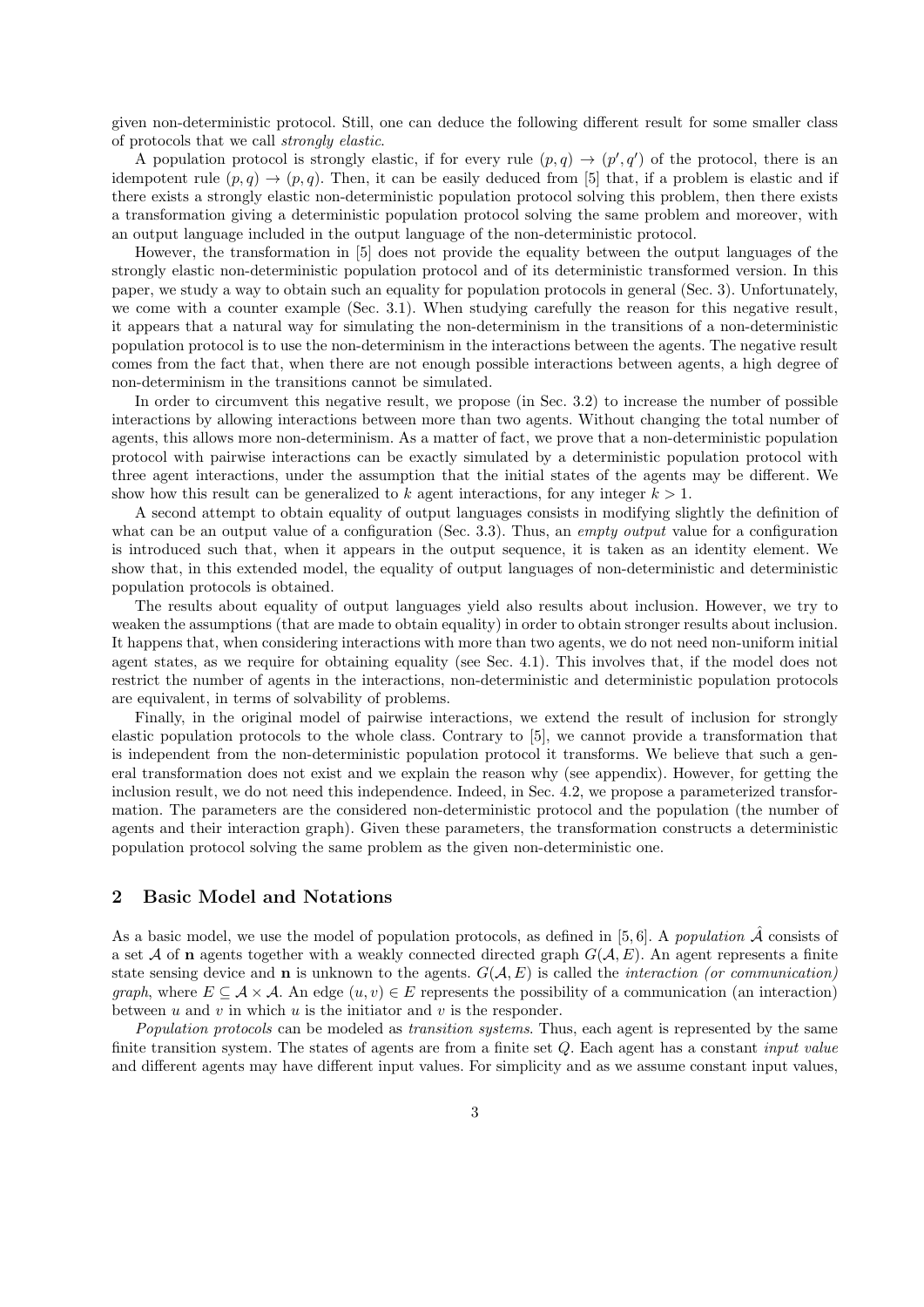given non-deterministic protocol. Still, one can deduce the following different result for some smaller class of protocols that we call *strongly elastic*.

A population protocol is strongly elastic, if for every rule $(p,q) \to (p',q')$ of the protocol, there is an idempotent rule $(p,q) \to (p,q)$. Then, it can be easily deduced from [5] that, if a problem is elastic and if there exists a strongly elastic non-deterministic population protocol solving this problem, then there exists a transformation giving a deterministic population protocol solving the same problem and moreover, with an output language included in the output language of the non-deterministic protocol.

However, the transformation in [5] does not provide the equality between the output languages of the strongly elastic non-deterministic population protocol and of its deterministic transformed version. In this paper, we study a way to obtain such an equality for population protocols in general (Sec. 3). Unfortunately, we come with a counter example (Sec. 3.1). When studying carefully the reason for this negative result, it appears that a natural way for simulating the non-determinism in the transitions of a non-deterministic population protocol is to use the non-determinism in the interactions between the agents. The negative result comes from the fact that, when there are not enough possible interactions between agents, a high degree of non-determinism in the transitions cannot be simulated.

In order to circumvent this negative result, we propose (in Sec. 3.2) to increase the number of possible interactions by allowing interactions between more than two agents. Without changing the total number of agents, this allows more non-determinism. As a matter of fact, we prove that a non-deterministic population protocol with pairwise interactions can be exactly simulated by a deterministic population protocol with three agent interactions, under the assumption that the initial states of the agents may be different. We show how this result can be generalized to $k$ agent interactions, for any integer $k > 1$.

A second attempt to obtain equality of output languages consists in modifying slightly the definition of what can be an output value of a configuration (Sec. 3.3). Thus, an *empty output* value for a configuration is introduced such that, when it appears in the output sequence, it is taken as an identity element. We show that, in this extended model, the equality of output languages of non-deterministic and deterministic population protocols is obtained.

The results about equality of output languages yield also results about inclusion. However, we try to weaken the assumptions (that are made to obtain equality) in order to obtain stronger results about inclusion. It happens that, when considering interactions with more than two agents, we do not need non-uniform initial agent states, as we require for obtaining equality (see Sec. 4.1). This involves that, if the model does not restrict the number of agents in the interactions, non-deterministic and deterministic population protocols are equivalent, in terms of solvability of problems.

Finally, in the original model of pairwise interactions, we extend the result of inclusion for strongly elastic population protocols to the whole class. Contrary to [5], we cannot provide a transformation that is independent from the non-deterministic population protocol it transforms. We believe that such a general transformation does not exist and we explain the reason why (see appendix). However, for getting the inclusion result, we do not need this independence. Indeed, in Sec. 4.2, we propose a parameterized transformation. The parameters are the considered non-deterministic protocol and the population (the number of agents and their interaction graph). Given these parameters, the transformation constructs a deterministic population protocol solving the same problem as the given non-deterministic one.

## 2 Basic Model and Notations

As a basic model, we use the model of population protocols, as defined in [5, 6]. A *population* $\hat{\mathcal{A}}$ consists of a set $\mathcal{A}$ of $\mathbf{n}$ agents together with a weakly connected directed graph $G(\mathcal{A}, E)$. An agent represents a finite state sensing device and $\mathbf{n}$ is unknown to the agents. $G(\mathcal{A}, E)$ is called the *interaction (or communication) graph*, where $E \subseteq \mathcal{A} \times \mathcal{A}$. An edge $(u, v) \in E$ represents the possibility of a communication (an interaction) between $u$ and $v$ in which $u$ is the initiator and $v$ is the responder.

*Population protocols* can be modeled as *transition systems*. Thus, each agent is represented by the same finite transition system. The states of agents are from a finite set $Q$. Each agent has a constant *input value* and different agents may have different input values. For simplicity and as we assume constant input values,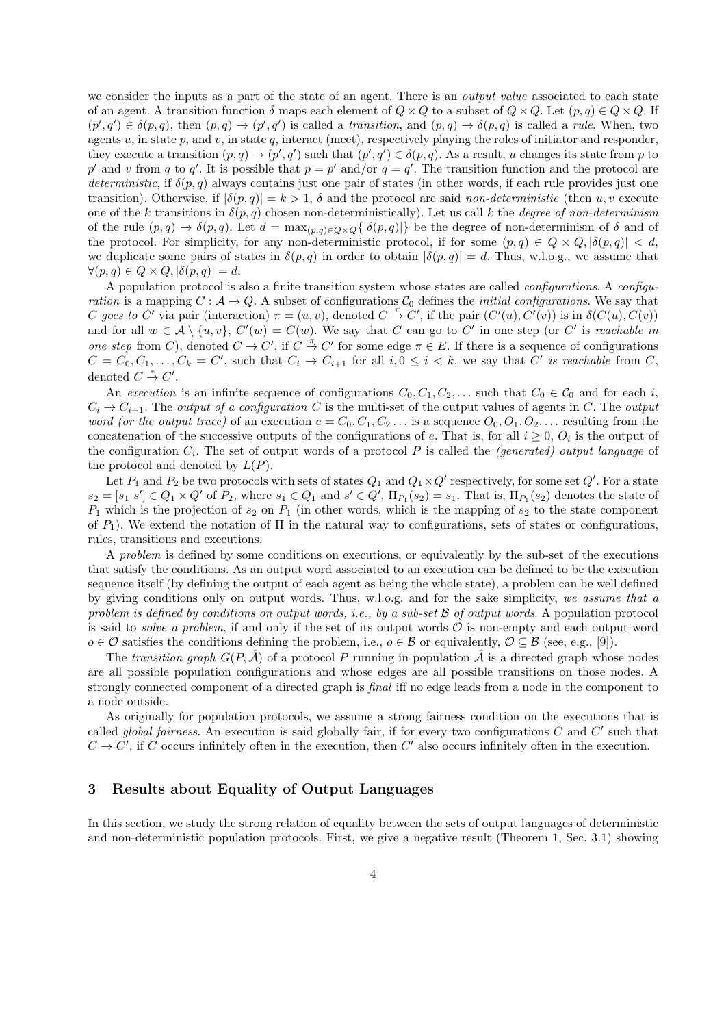we consider the inputs as a part of the state of an agent. There is an *output value* associated to each state of an agent. A transition function $\delta$ maps each element of $Q \times Q$ to a subset of $Q \times Q$. Let $(p, q) \in Q \times Q$. If $(p', q') \in \delta(p, q)$, then $(p, q) \to (p', q')$ is called a *transition*, and $(p, q) \to \delta(p, q)$ is called a *rule*. When, two agents $u$, in state $p$, and $v$, in state $q$, interact (meet), respectively playing the roles of initiator and responder, they execute a transition $(p, q) \to (p', q')$ such that $(p', q') \in \delta(p, q)$. As a result, $u$ changes its state from $p$ to $p'$ and $v$ from $q$ to $q'$. It is possible that $p = p'$ and/or $q = q'$. The transition function and the protocol are *deterministic*, if $\delta(p, q)$ always contains just one pair of states (in other words, if each rule provides just one transition). Otherwise, if $|\delta(p, q)| = k > 1$, $\delta$ and the protocol are said *non-deterministic* (then $u, v$ execute one of the $k$ transitions in $\delta(p, q)$ chosen non-deterministically). Let us call $k$ the *degree of non-determinism* of the rule $(p, q) \to \delta(p, q)$. Let $d = \max_{(p,q) \in Q \times Q}\{|\delta(p, q)|\}$ be the degree of non-determinism of $\delta$ and of the protocol. For simplicity, for any non-deterministic protocol, if for some $(p, q) \in Q \times Q, |\delta(p, q)| < d$, we duplicate some pairs of states in $\delta(p, q)$ in order to obtain $|\delta(p, q)| = d$. Thus, w.l.o.g., we assume that $\forall (p, q) \in Q \times Q, |\delta(p, q)| = d$.

A population protocol is also a finite transition system whose states are called *configurations*. A *configuration* is a mapping $C : \mathcal{A} \to Q$. A subset of configurations $\mathcal{C}_0$ defines the *initial configurations*. We say that $C$ *goes to* $C'$ via pair (interaction) $\pi = (u, v)$, denoted $C \xrightarrow{\pi} C'$, if the pair $(C'(u), C'(v))$ is in $\delta(C(u), C(v))$ and for all $w \in \mathcal{A} \setminus \{u, v\}$, $C'(w) = C(w)$. We say that $C$ can go to $C'$ in one step (or $C'$ is *reachable in one step* from $C$), denoted $C \to C'$, if $C \xrightarrow{\pi} C'$ for some edge $\pi \in E$. If there is a sequence of configurations $C = C_0, C_1, \ldots, C_k = C'$, such that $C_i \to C_{i+1}$ for all $i, 0 \leq i < k$, we say that $C'$ *is reachable* from $C$, denoted $C \xrightarrow{*} C'$.

An *execution* is an infinite sequence of configurations $C_0, C_1, C_2, \ldots$ such that $C_0 \in \mathcal{C}_0$ and for each $i$, $C_i \to C_{i+1}$. The *output of a configuration* $C$ is the multi-set of the output values of agents in $C$. The *output word (or the output trace)* of an execution $e = C_0, C_1, C_2 \ldots$ is a sequence $O_0, O_1, O_2, \ldots$ resulting from the concatenation of the successive outputs of the configurations of $e$. That is, for all $i \geq 0$, $O_i$ is the output of the configuration $C_i$. The set of output words of a protocol $P$ is called the *(generated) output language* of the protocol and denoted by $L(P)$.

Let $P_1$ and $P_2$ be two protocols with sets of states $Q_1$ and $Q_1 \times Q'$ respectively, for some set $Q'$. For a state $s_2 = [s_1\ s'] \in Q_1 \times Q'$ of $P_2$, where $s_1 \in Q_1$ and $s' \in Q'$, $\Pi_{P_1}(s_2) = s_1$. That is, $\Pi_{P_1}(s_2)$ denotes the state of $P_1$ which is the projection of $s_2$ on $P_1$ (in other words, which is the mapping of $s_2$ to the state component of $P_1$). We extend the notation of $\Pi$ in the natural way to configurations, sets of states or configurations, rules, transitions and executions.

A *problem* is defined by some conditions on executions, or equivalently by the sub-set of the executions that satisfy the conditions. As an output word associated to an execution can be defined to be the execution sequence itself (by defining the output of each agent as being the whole state), a problem can be well defined by giving conditions only on output words. Thus, w.l.o.g. and for the sake simplicity, *we assume that a problem is defined by conditions on output words, i.e., by a sub-set $\mathcal{B}$ of output words*. A population protocol is said to *solve a problem*, if and only if the set of its output words $\mathcal{O}$ is non-empty and each output word $o \in \mathcal{O}$ satisfies the conditions defining the problem, i.e., $o \in \mathcal{B}$ or equivalently, $\mathcal{O} \subseteq \mathcal{B}$ (see, e.g., [9]).

The *transition graph* $G(P, \hat{\mathcal{A}})$ of a protocol $P$ running in population $\hat{\mathcal{A}}$ is a directed graph whose nodes are all possible population configurations and whose edges are all possible transitions on those nodes. A strongly connected component of a directed graph is *final* iff no edge leads from a node in the component to a node outside.

As originally for population protocols, we assume a strong fairness condition on the executions that is called *global fairness*. An execution is said globally fair, if for every two configurations $C$ and $C'$ such that $C \to C'$, if $C$ occurs infinitely often in the execution, then $C'$ also occurs infinitely often in the execution.

## 3 Results about Equality of Output Languages

In this section, we study the strong relation of equality between the sets of output languages of deterministic and non-deterministic population protocols. First, we give a negative result (Theorem 1, Sec. 3.1) showing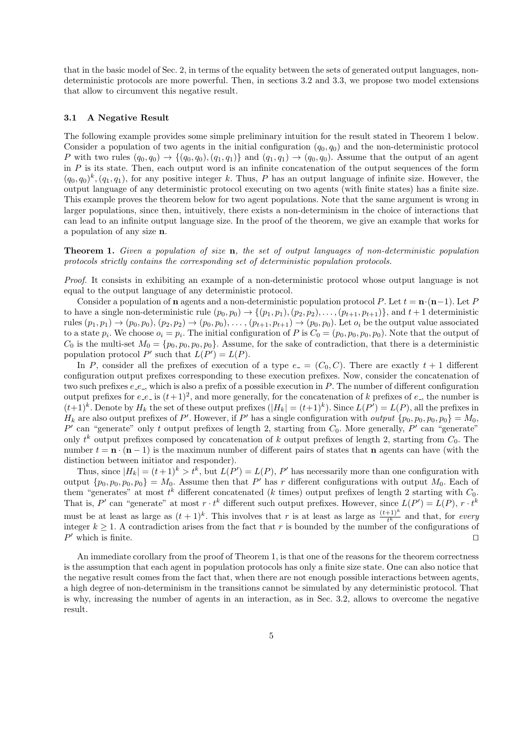that in the basic model of Sec. 2, in terms of the equality between the sets of generated output languages, non-deterministic protocols are more powerful. Then, in sections 3.2 and 3.3, we propose two model extensions that allow to circumvent this negative result.

### 3.1 A Negative Result

The following example provides some simple preliminary intuition for the result stated in Theorem 1 below. Consider a population of two agents in the initial configuration $(q_0, q_0)$ and the non-deterministic protocol $P$ with two rules $(q_0, q_0) \to \{(q_0, q_0), (q_1, q_1)\}$ and $(q_1, q_1) \to (q_0, q_0)$. Assume that the output of an agent in $P$ is its state. Then, each output word is an infinite concatenation of the output sequences of the form $(q_0, q_0)^k, (q_1, q_1)$, for any positive integer $k$. Thus, $P$ has an output language of infinite size. However, the output language of any deterministic protocol executing on two agents (with finite states) has a finite size. This example proves the theorem below for two agent populations. Note that the same argument is wrong in larger populations, since then, intuitively, there exists a non-determinism in the choice of interactions that can lead to an infinite output language size. In the proof of the theorem, we give an example that works for a population of any size $\mathbf{n}$.

**Theorem 1.** *Given a population of size* $\mathbf{n}$*, the set of output languages of non-deterministic population protocols strictly contains the corresponding set of deterministic population protocols.*

*Proof.* It consists in exhibiting an example of a non-deterministic protocol whose output language is not equal to the output language of any deterministic protocol.

Consider a population of $\mathbf{n}$ agents and a non-deterministic population protocol $P$. Let $t = \mathbf{n} \cdot (\mathbf{n} - 1)$. Let $P$ to have a single non-deterministic rule $(p_0, p_0) \to \{(p_1, p_1), (p_2, p_2), \ldots, (p_{t+1}, p_{t+1})\}$, and $t+1$ deterministic rules $(p_1, p_1) \to (p_0, p_0)$, $(p_2, p_2) \to (p_0, p_0)$, $\ldots$, $(p_{t+1}, p_{t+1}) \to (p_0, p_0)$. Let $o_i$ be the output value associated to a state $p_i$. We choose $o_i = p_i$. The initial configuration of $P$ is $C_0 = (p_0, p_0, p_0, p_0)$. Note that the output of $C_0$ is the multi-set $M_0 = \{p_0, p_0, p_0, p_0\}$. Assume, for the sake of contradiction, that there is a deterministic population protocol $P'$ such that $L(P') = L(P)$.

In $P$, consider all the prefixes of execution of a type $e_- = (C_0, C)$. There are exactly $t+1$ different configuration output prefixes corresponding to these execution prefixes. Now, consider the concatenation of two such prefixes $e_-e_-$, which is also a prefix of a possible execution in $P$. The number of different configuration output prefixes for $e_-e_-$ is $(t+1)^2$, and more generally, for the concatenation of $k$ prefixes of $e_-$, the number is $(t+1)^k$. Denote by $H_k$ the set of these output prefixes ($|H_k| = (t+1)^k$). Since $L(P') = L(P)$, all the prefixes in $H_k$ are also output prefixes of $P'$. However, if $P'$ has a single configuration with *output* $\{p_0, p_0, p_0, p_0\} = M_0$, $P'$ can "generate" only $t$ output prefixes of length 2, starting from $C_0$. More generally, $P'$ can "generate" only $t^k$ output prefixes composed by concatenation of $k$ output prefixes of length 2, starting from $C_0$. The number $t = \mathbf{n} \cdot (\mathbf{n} - 1)$ is the maximum number of different pairs of states that $\mathbf{n}$ agents can have (with the distinction between initiator and responder).

Thus, since $|H_k| = (t+1)^k > t^k$, but $L(P') = L(P)$, $P'$ has necessarily more than one configuration with output $\{p_0, p_0, p_0, p_0\} = M_0$. Assume then that $P'$ has $r$ different configurations with output $M_0$. Each of them "generates" at most $t^k$ different concatenated ($k$ times) output prefixes of length 2 starting with $C_0$. That is, $P'$ can "generate" at most $r \cdot t^k$ different such output prefixes. However, since $L(P') = L(P)$, $r \cdot t^k$ must be at least as large as $(t+1)^k$. This involves that $r$ is at least as large as $\frac{(t+1)^k}{t^k}$ and that, for *every* integer $k \geq 1$. A contradiction arises from the fact that $r$ is bounded by the number of the configurations of $P'$ which is finite. $\square$

An immediate corollary from the proof of Theorem 1, is that one of the reasons for the theorem correctness is the assumption that each agent in population protocols has only a finite size state. One can also notice that the negative result comes from the fact that, when there are not enough possible interactions between agents, a high degree of non-determinism in the transitions cannot be simulated by any deterministic protocol. That is why, increasing the number of agents in an interaction, as in Sec. 3.2, allows to overcome the negative result.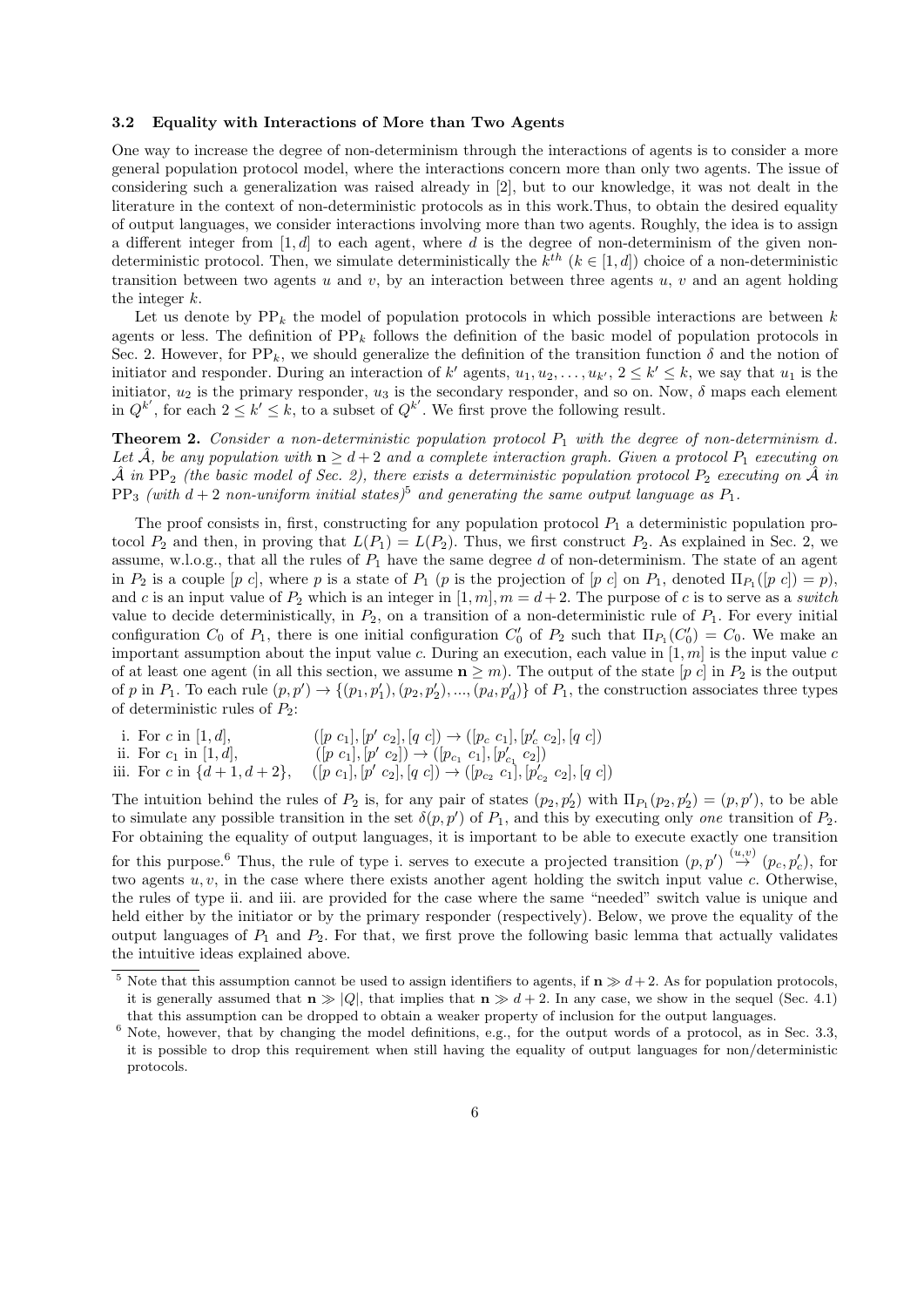### 3.2 Equality with Interactions of More than Two Agents

One way to increase the degree of non-determinism through the interactions of agents is to consider a more general population protocol model, where the interactions concern more than only two agents. The issue of considering such a generalization was raised already in [2], but to our knowledge, it was not dealt in the literature in the context of non-deterministic protocols as in this work.Thus, to obtain the desired equality of output languages, we consider interactions involving more than two agents. Roughly, the idea is to assign a different integer from $[1, d]$ to each agent, where $d$ is the degree of non-determinism of the given non-deterministic protocol. Then, we simulate deterministically the $k^{th}$ ($k \in [1, d]$) choice of a non-deterministic transition between two agents $u$ and $v$, by an interaction between three agents $u$, $v$ and an agent holding the integer $k$.

Let us denote by $\mathrm{PP}_k$ the model of population protocols in which possible interactions are between $k$ agents or less. The definition of $\mathrm{PP}_k$ follows the definition of the basic model of population protocols in Sec. 2. However, for $\mathrm{PP}_k$, we should generalize the definition of the transition function $\delta$ and the notion of initiator and responder. During an interaction of $k'$ agents, $u_1, u_2, \ldots, u_{k'}$, $2 \leq k' \leq k$, we say that $u_1$ is the initiator, $u_2$ is the primary responder, $u_3$ is the secondary responder, and so on. Now, $\delta$ maps each element in $Q^{k'}$, for each $2 \leq k' \leq k$, to a subset of $Q^{k'}$. We first prove the following result.

**Theorem 2.** *Consider a non-deterministic population protocol $P_1$ with the degree of non-determinism $d$. Let $\hat{\mathcal{A}}$, be any population with $\mathbf{n} \geq d+2$ and a complete interaction graph. Given a protocol $P_1$ executing on $\hat{\mathcal{A}}$ in $\mathrm{PP}_2$ (the basic model of Sec. 2), there exists a deterministic population protocol $P_2$ executing on $\hat{\mathcal{A}}$ in $\mathrm{PP}_3$ (with $d+2$ non-uniform initial states)*[5] *and generating the same output language as $P_1$.*

The proof consists in, first, constructing for any population protocol $P_1$ a deterministic population protocol $P_2$ and then, in proving that $L(P_1) = L(P_2)$. Thus, we first construct $P_2$. As explained in Sec. 2, we assume, w.l.o.g., that all the rules of $P_1$ have the same degree $d$ of non-determinism. The state of an agent in $P_2$ is a couple $[p\ c]$, where $p$ is a state of $P_1$ ($p$ is the projection of $[p\ c]$ on $P_1$, denoted $\Pi_{P_1}([p\ c]) = p$), and $c$ is an input value of $P_2$ which is an integer in $[1, m], m = d+2$. The purpose of $c$ is to serve as a *switch* value to decide deterministically, in $P_2$, on a transition of a non-deterministic rule of $P_1$. For every initial configuration $C_0$ of $P_1$, there is one initial configuration $C'_0$ of $P_2$ such that $\Pi_{P_1}(C'_0) = C_0$. We make an important assumption about the input value $c$. During an execution, each value in $[1, m]$ is the input value $c$ of at least one agent (in all this section, we assume $\mathbf{n} \geq m$). The output of the state $[p\ c]$ in $P_2$ is the output of $p$ in $P_1$. To each rule $(p, p') \rightarrow \{(p_1, p'_1), (p_2, p'_2), ..., (p_d, p'_d)\}$ of $P_1$, the construction associates three types of deterministic rules of $P_2$:

i. For $c$ in $[1, d]$, $\quad ([p\ c_1], [p'\ c_2], [q\ c]) \rightarrow ([p_c\ c_1], [p'_c\ c_2], [q\ c])$
ii. For $c_1$ in $[1, d]$, $\quad ([p\ c_1], [p'\ c_2]) \rightarrow ([p_{c_1}\ c_1], [p'_{c_1}\ c_2])$
iii. For $c$ in $\{d+1, d+2\}$, $\quad ([p\ c_1], [p'\ c_2], [q\ c]) \rightarrow ([p_{c_2}\ c_1], [p'_{c_2}\ c_2], [q\ c])$

The intuition behind the rules of $P_2$ is, for any pair of states $(p_2, p'_2)$ with $\Pi_{P_1}(p_2, p'_2) = (p, p')$, to be able to simulate any possible transition in the set $\delta(p, p')$ of $P_1$, and this by executing only *one* transition of $P_2$. For obtaining the equality of output languages, it is important to be able to execute exactly one transition for this purpose.[6] Thus, the rule of type i. serves to execute a projected transition $(p, p') \overset{(u,v)}{\rightarrow} (p_c, p'_c)$, for two agents $u, v$, in the case where there exists another agent holding the switch input value $c$. Otherwise, the rules of type ii. and iii. are provided for the case where the same "needed" switch value is unique and held either by the initiator or by the primary responder (respectively). Below, we prove the equality of the output languages of $P_1$ and $P_2$. For that, we first prove the following basic lemma that actually validates the intuitive ideas explained above.

---

[5] Note that this assumption cannot be used to assign identifiers to agents, if $\mathbf{n} \gg d+2$. As for population protocols, it is generally assumed that $\mathbf{n} \gg |Q|$, that implies that $\mathbf{n} \gg d+2$. In any case, we show in the sequel (Sec. 4.1) that this assumption can be dropped to obtain a weaker property of inclusion for the output languages.

[6] Note, however, that by changing the model definitions, e.g., for the output words of a protocol, as in Sec. 3.3, it is possible to drop this requirement when still having the equality of output languages for non/deterministic protocols.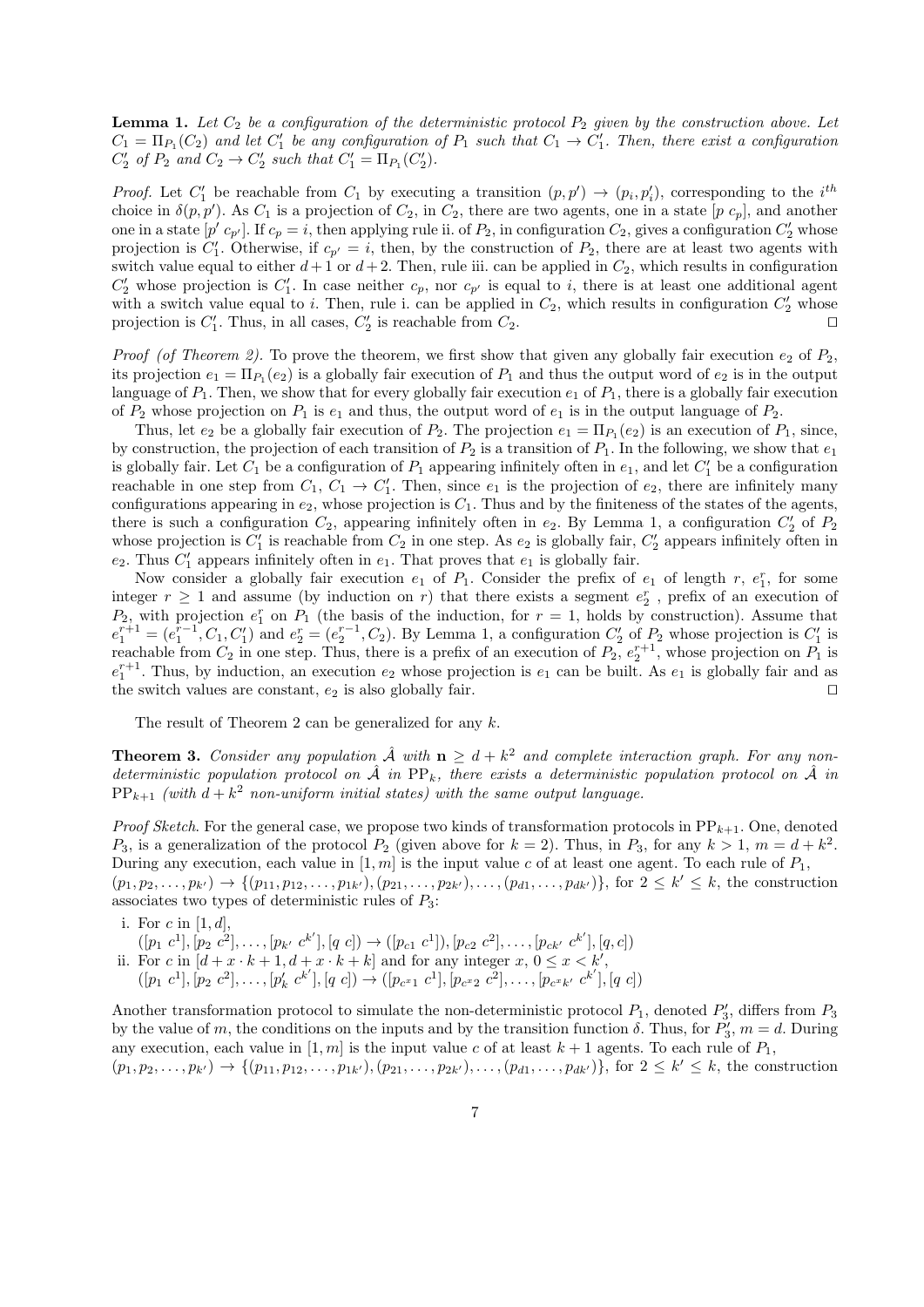**Lemma 1.** *Let $C_2$ be a configuration of the deterministic protocol $P_2$ given by the construction above. Let $C_1 = \Pi_{P_1}(C_2)$ and let $C_1'$ be any configuration of $P_1$ such that $C_1 \to C_1'$. Then, there exist a configuration $C_2'$ of $P_2$ and $C_2 \to C_2'$ such that $C_1' = \Pi_{P_1}(C_2')$.*

*Proof.* Let $C_1'$ be reachable from $C_1$ by executing a transition $(p, p') \to (p_i, p_i')$, corresponding to the $i^{th}$ choice in $\delta(p, p')$. As $C_1$ is a projection of $C_2$, in $C_2$, there are two agents, one in a state $[p\ c_p]$, and another one in a state $[p'\ c_{p'}]$. If $c_p = i$, then applying rule ii. of $P_2$, in configuration $C_2$, gives a configuration $C_2'$ whose projection is $C_1'$. Otherwise, if $c_{p'} = i$, then, by the construction of $P_2$, there are at least two agents with switch value equal to either $d+1$ or $d+2$. Then, rule iii. can be applied in $C_2$, which results in configuration $C_2'$ whose projection is $C_1'$. In case neither $c_p$, nor $c_{p'}$ is equal to $i$, there is at least one additional agent with a switch value equal to $i$. Then, rule i. can be applied in $C_2$, which results in configuration $C_2'$ whose projection is $C_1'$. Thus, in all cases, $C_2'$ is reachable from $C_2$. ◻

*Proof (of Theorem 2).* To prove the theorem, we first show that given any globally fair execution $e_2$ of $P_2$, its projection $e_1 = \Pi_{P_1}(e_2)$ is a globally fair execution of $P_1$ and thus the output word of $e_2$ is in the output language of $P_1$. Then, we show that for every globally fair execution $e_1$ of $P_1$, there is a globally fair execution of $P_2$ whose projection on $P_1$ is $e_1$ and thus, the output word of $e_1$ is in the output language of $P_2$.

Thus, let $e_2$ be a globally fair execution of $P_2$. The projection $e_1 = \Pi_{P_1}(e_2)$ is an execution of $P_1$, since, by construction, the projection of each transition of $P_2$ is a transition of $P_1$. In the following, we show that $e_1$ is globally fair. Let $C_1$ be a configuration of $P_1$ appearing infinitely often in $e_1$, and let $C_1'$ be a configuration reachable in one step from $C_1$, $C_1 \to C_1'$. Then, since $e_1$ is the projection of $e_2$, there are infinitely many configurations appearing in $e_2$, whose projection is $C_1$. Thus and by the finiteness of the states of the agents, there is such a configuration $C_2$, appearing infinitely often in $e_2$. By Lemma 1, a configuration $C_2'$ of $P_2$ whose projection is $C_1'$ is reachable from $C_2$ in one step. As $e_2$ is globally fair, $C_2'$ appears infinitely often in $e_2$. Thus $C_1'$ appears infinitely often in $e_1$. That proves that $e_1$ is globally fair.

Now consider a globally fair execution $e_1$ of $P_1$. Consider the prefix of $e_1$ of length $r$, $e_1^r$, for some integer $r \geq 1$ and assume (by induction on $r$) that there exists a segment $e_2^r$ , prefix of an execution of $P_2$, with projection $e_1^r$ on $P_1$ (the basis of the induction, for $r = 1$, holds by construction). Assume that $e_1^{r+1} = (e_1^{r-1}, C_1, C_1')$ and $e_2^r = (e_2^{r-1}, C_2)$. By Lemma 1, a configuration $C_2'$ of $P_2$ whose projection is $C_1'$ is reachable from $C_2$ in one step. Thus, there is a prefix of an execution of $P_2$, $e_2^{r+1}$, whose projection on $P_1$ is $e_1^{r+1}$. Thus, by induction, an execution $e_2$ whose projection is $e_1$ can be built. As $e_1$ is globally fair and as the switch values are constant, $e_2$ is also globally fair. ◻

The result of Theorem 2 can be generalized for any $k$.

**Theorem 3.** *Consider any population $\hat{A}$ with $\mathbf{n} \geq d + k^2$ and complete interaction graph. For any non-deterministic population protocol on $\hat{A}$ in $\mathrm{PP}_k$, there exists a deterministic population protocol on $\hat{A}$ in $\mathrm{PP}_{k+1}$ (with $d + k^2$ non-uniform initial states) with the same output language.*

*Proof Sketch.* For the general case, we propose two kinds of transformation protocols in $\mathrm{PP}_{k+1}$. One, denoted $P_3$, is a generalization of the protocol $P_2$ (given above for $k = 2$). Thus, in $P_3$, for any $k > 1$, $m = d + k^2$. During any execution, each value in $[1, m]$ is the input value $c$ of at least one agent. To each rule of $P_1$, $(p_1, p_2, \ldots, p_{k'}) \to \{(p_{11}, p_{12}, \ldots, p_{1k'}), (p_{21}, \ldots, p_{2k'}), \ldots, (p_{d1}, \ldots, p_{dk'})\}$, for $2 \leq k' \leq k$, the construction associates two types of deterministic rules of $P_3$:

i. For $c$ in $[1, d]$,
$([p_1\ c^1], [p_2\ c^2], \ldots, [p_{k'}\ c^{k'}], [q\ c]) \to ([p_{c1}\ c^1]), [p_{c2}\ c^2], \ldots, [p_{ck'}\ c^{k'}], [q, c])$

ii. For $c$ in $[d + x \cdot k + 1, d + x \cdot k + k]$ and for any integer $x$, $0 \leq x < k'$,
$([p_1\ c^1], [p_2\ c^2], \ldots, [p_k'\ c^{k'}], [q\ c]) \to ([p_{c^x1}\ c^1], [p_{c^x2}\ c^2], \ldots, [p_{c^xk'}\ c^{k'}], [q\ c])$

Another transformation protocol to simulate the non-deterministic protocol $P_1$, denoted $P_3'$, differs from $P_3$ by the value of $m$, the conditions on the inputs and by the transition function $\delta$. Thus, for $P_3'$, $m = d$. During any execution, each value in $[1, m]$ is the input value $c$ of at least $k + 1$ agents. To each rule of $P_1$, $(p_1, p_2, \ldots, p_{k'}) \to \{(p_{11}, p_{12}, \ldots, p_{1k'}), (p_{21}, \ldots, p_{2k'}), \ldots, (p_{d1}, \ldots, p_{dk'})\}$, for $2 \leq k' \leq k$, the construction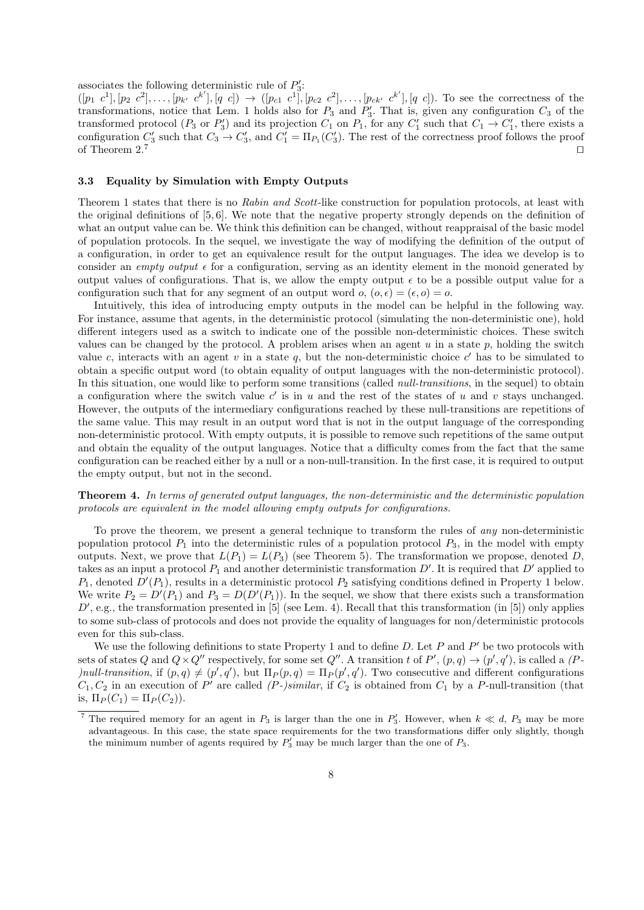associates the following deterministic rule of $P_3'$:
$([p_1\ c^1], [p_2\ c^2], \ldots, [p_{k'}\ c^{k'}], [q\ c]) \rightarrow ([p_{c1}\ c^1], [p_{c2}\ c^2], \ldots, [p_{ck'}\ c^{k'}], [q\ c])$. To see the correctness of the transformations, notice that Lem. 1 holds also for $P_3$ and $P_3'$. That is, given any configuration $C_3$ of the transformed protocol ($P_3$ or $P_3'$) and its projection $C_1$ on $P_1$, for any $C_1'$ such that $C_1 \rightarrow C_1'$, there exists a configuration $C_3'$ such that $C_3 \rightarrow C_3'$, and $C_1' = \Pi_{P_1}(C_3')$. The rest of the correctness proof follows the proof of Theorem 2.[7] □

### 3.3 Equality by Simulation with Empty Outputs

Theorem 1 states that there is no *Rabin and Scott*-like construction for population protocols, at least with the original definitions of [5, 6]. We note that the negative property strongly depends on the definition of what an output value can be. We think this definition can be changed, without reappraisal of the basic model of population protocols. In the sequel, we investigate the way of modifying the definition of the output of a configuration, in order to get an equivalence result for the output languages. The idea we develop is to consider an *empty output* $\epsilon$ for a configuration, serving as an identity element in the monoid generated by output values of configurations. That is, we allow the empty output $\epsilon$ to be a possible output value for a configuration such that for any segment of an output word $o$, $(o, \epsilon) = (\epsilon, o) = o$.

Intuitively, this idea of introducing empty outputs in the model can be helpful in the following way. For instance, assume that agents, in the deterministic protocol (simulating the non-deterministic one), hold different integers used as a switch to indicate one of the possible non-deterministic choices. These switch values can be changed by the protocol. A problem arises when an agent $u$ in a state $p$, holding the switch value $c$, interacts with an agent $v$ in a state $q$, but the non-deterministic choice $c'$ has to be simulated to obtain a specific output word (to obtain equality of output languages with the non-deterministic protocol). In this situation, one would like to perform some transitions (called *null-transitions*, in the sequel) to obtain a configuration where the switch value $c'$ is in $u$ and the rest of the states of $u$ and $v$ stays unchanged. However, the outputs of the intermediary configurations reached by these null-transitions are repetitions of the same value. This may result in an output word that is not in the output language of the corresponding non-deterministic protocol. With empty outputs, it is possible to remove such repetitions of the same output and obtain the equality of the output languages. Notice that a difficulty comes from the fact that the same configuration can be reached either by a null or a non-null-transition. In the first case, it is required to output the empty output, but not in the second.

**Theorem 4.** *In terms of generated output languages, the non-deterministic and the deterministic population protocols are equivalent in the model allowing empty outputs for configurations.*

To prove the theorem, we present a general technique to transform the rules of *any* non-deterministic population protocol $P_1$ into the deterministic rules of a population protocol $P_3$, in the model with empty outputs. Next, we prove that $L(P_1) = L(P_3)$ (see Theorem 5). The transformation we propose, denoted $D$, takes as an input a protocol $P_1$ and another deterministic transformation $D'$. It is required that $D'$ applied to $P_1$, denoted $D'(P_1)$, results in a deterministic protocol $P_2$ satisfying conditions defined in Property 1 below. We write $P_2 = D'(P_1)$ and $P_3 = D(D'(P_1))$. In the sequel, we show that there exists such a transformation $D'$, e.g., the transformation presented in [5] (see Lem. 4). Recall that this transformation (in [5]) only applies to some sub-class of protocols and does not provide the equality of languages for non/deterministic protocols even for this sub-class.

We use the following definitions to state Property 1 and to define $D$. Let $P$ and $P'$ be two protocols with sets of states $Q$ and $Q \times Q''$ respectively, for some set $Q''$. A transition $t$ of $P'$, $(p, q) \rightarrow (p', q')$, is called a *(P-)null-transition*, if $(p, q) \neq (p', q')$, but $\Pi_P(p, q) = \Pi_P(p', q')$. Two consecutive and different configurations $C_1, C_2$ in an execution of $P'$ are called *(P-)similar*, if $C_2$ is obtained from $C_1$ by a $P$-null-transition (that is, $\Pi_P(C_1) = \Pi_P(C_2)$).

[7] The required memory for an agent in $P_3$ is larger than the one in $P_3'$. However, when $k \ll d$, $P_3$ may be more advantageous. In this case, the state space requirements for the two transformations differ only slightly, though the minimum number of agents required by $P_3'$ may be much larger than the one of $P_3$.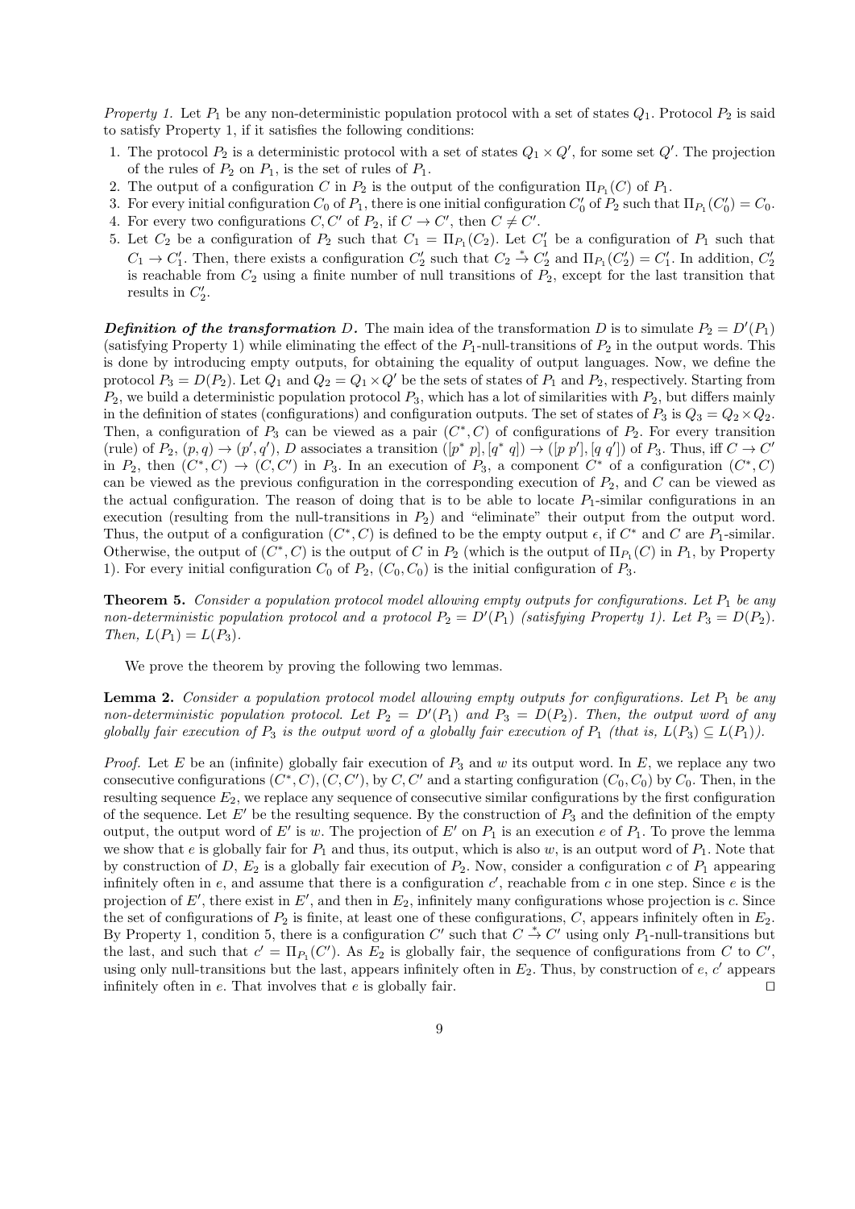*Property 1.* Let $P_1$ be any non-deterministic population protocol with a set of states $Q_1$. Protocol $P_2$ is said to satisfy Property 1, if it satisfies the following conditions:

1. The protocol $P_2$ is a deterministic protocol with a set of states $Q_1 \times Q'$, for some set $Q'$. The projection of the rules of $P_2$ on $P_1$, is the set of rules of $P_1$.
2. The output of a configuration $C$ in $P_2$ is the output of the configuration $\Pi_{P_1}(C)$ of $P_1$.
3. For every initial configuration $C_0$ of $P_1$, there is one initial configuration $C'_0$ of $P_2$ such that $\Pi_{P_1}(C'_0) = C_0$.
4. For every two configurations $C, C'$ of $P_2$, if $C \to C'$, then $C \neq C'$.
5. Let $C_2$ be a configuration of $P_2$ such that $C_1 = \Pi_{P_1}(C_2)$. Let $C'_1$ be a configuration of $P_1$ such that $C_1 \to C'_1$. Then, there exists a configuration $C'_2$ such that $C_2 \overset{*}{\to} C'_2$ and $\Pi_{P_1}(C'_2) = C'_1$. In addition, $C'_2$ is reachable from $C_2$ using a finite number of null transitions of $P_2$, except for the last transition that results in $C'_2$.

***Definition of the transformation*** $D$. The main idea of the transformation $D$ is to simulate $P_2 = D'(P_1)$ (satisfying Property 1) while eliminating the effect of the $P_1$-null-transitions of $P_2$ in the output words. This is done by introducing empty outputs, for obtaining the equality of output languages. Now, we define the protocol $P_3 = D(P_2)$. Let $Q_1$ and $Q_2 = Q_1 \times Q'$ be the sets of states of $P_1$ and $P_2$, respectively. Starting from $P_2$, we build a deterministic population protocol $P_3$, which has a lot of similarities with $P_2$, but differs mainly in the definition of states (configurations) and configuration outputs. The set of states of $P_3$ is $Q_3 = Q_2 \times Q_2$. Then, a configuration of $P_3$ can be viewed as a pair $(C^*, C)$ of configurations of $P_2$. For every transition (rule) of $P_2$, $(p, q) \to (p', q')$, $D$ associates a transition $([p^*\ p], [q^*\ q]) \to ([p\ p'], [q\ q'])$ of $P_3$. Thus, iff $C \to C'$ in $P_2$, then $(C^*, C) \to (C, C')$ in $P_3$. In an execution of $P_3$, a component $C^*$ of a configuration $(C^*, C)$ can be viewed as the previous configuration in the corresponding execution of $P_2$, and $C$ can be viewed as the actual configuration. The reason of doing that is to be able to locate $P_1$-similar configurations in an execution (resulting from the null-transitions in $P_2$) and "eliminate" their output from the output word. Thus, the output of a configuration $(C^*, C)$ is defined to be the empty output $\epsilon$, if $C^*$ and $C$ are $P_1$-similar. Otherwise, the output of $(C^*, C)$ is the output of $C$ in $P_2$ (which is the output of $\Pi_{P_1}(C)$ in $P_1$, by Property 1). For every initial configuration $C_0$ of $P_2$, $(C_0, C_0)$ is the initial configuration of $P_3$.

**Theorem 5.** *Consider a population protocol model allowing empty outputs for configurations. Let $P_1$ be any non-deterministic population protocol and a protocol $P_2 = D'(P_1)$ (satisfying Property 1). Let $P_3 = D(P_2)$. Then, $L(P_1) = L(P_3)$.*

We prove the theorem by proving the following two lemmas.

**Lemma 2.** *Consider a population protocol model allowing empty outputs for configurations. Let $P_1$ be any non-deterministic population protocol. Let $P_2 = D'(P_1)$ and $P_3 = D(P_2)$. Then, the output word of any globally fair execution of $P_3$ is the output word of a globally fair execution of $P_1$ (that is, $L(P_3) \subseteq L(P_1)$).*

*Proof.* Let $E$ be an (infinite) globally fair execution of $P_3$ and $w$ its output word. In $E$, we replace any two consecutive configurations $(C^*, C), (C, C')$, by $C, C'$ and a starting configuration $(C_0, C_0)$ by $C_0$. Then, in the resulting sequence $E_2$, we replace any sequence of consecutive similar configurations by the first configuration of the sequence. Let $E'$ be the resulting sequence. By the construction of $P_3$ and the definition of the empty output, the output word of $E'$ is $w$. The projection of $E'$ on $P_1$ is an execution $e$ of $P_1$. To prove the lemma we show that $e$ is globally fair for $P_1$ and thus, its output, which is also $w$, is an output word of $P_1$. Note that by construction of $D$, $E_2$ is a globally fair execution of $P_2$. Now, consider a configuration $c$ of $P_1$ appearing infinitely often in $e$, and assume that there is a configuration $c'$, reachable from $c$ in one step. Since $e$ is the projection of $E'$, there exist in $E'$, and then in $E_2$, infinitely many configurations whose projection is $c$. Since the set of configurations of $P_2$ is finite, at least one of these configurations, $C$, appears infinitely often in $E_2$. By Property 1, condition 5, there is a configuration $C'$ such that $C \overset{*}{\to} C'$ using only $P_1$-null-transitions but the last, and such that $c' = \Pi_{P_1}(C')$. As $E_2$ is globally fair, the sequence of configurations from $C$ to $C'$, using only null-transitions but the last, appears infinitely often in $E_2$. Thus, by construction of $e$, $c'$ appears infinitely often in $e$. That involves that $e$ is globally fair. $\square$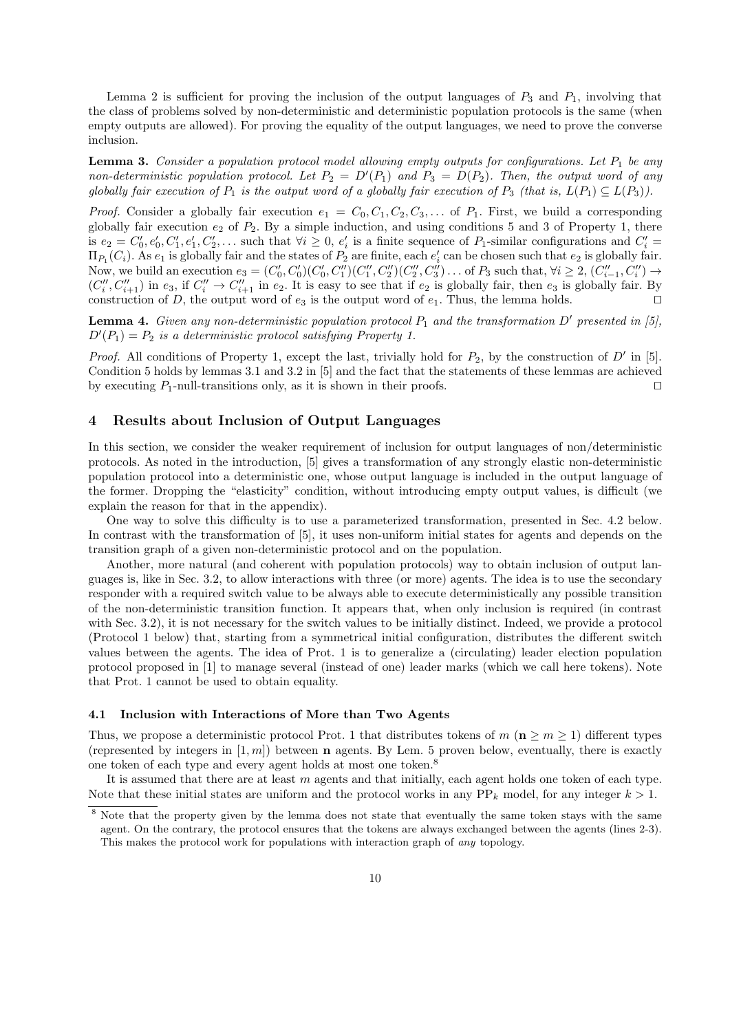Lemma 2 is sufficient for proving the inclusion of the output languages of $P_3$ and $P_1$, involving that the class of problems solved by non-deterministic and deterministic population protocols is the same (when empty outputs are allowed). For proving the equality of the output languages, we need to prove the converse inclusion.

**Lemma 3.** *Consider a population protocol model allowing empty outputs for configurations. Let $P_1$ be any non-deterministic population protocol. Let $P_2 = D'(P_1)$ and $P_3 = D(P_2)$. Then, the output word of any globally fair execution of $P_1$ is the output word of a globally fair execution of $P_3$ (that is, $L(P_1) \subseteq L(P_3)$).*

*Proof.* Consider a globally fair execution $e_1 = C_0, C_1, C_2, C_3, \ldots$ of $P_1$. First, we build a corresponding globally fair execution $e_2$ of $P_2$. By a simple induction, and using conditions 5 and 3 of Property 1, there is $e_2 = C'_0, e'_0, C'_1, e'_1, C'_2, \ldots$ such that $\forall i \geq 0$, $e'_i$ is a finite sequence of $P_1$-similar configurations and $C'_i = \Pi_{P_1}(C_i)$. As $e_1$ is globally fair and the states of $P_2$ are finite, each $e'_i$ can be chosen such that $e_2$ is globally fair. Now, we build an execution $e_3 = (C'_0, C'_0)(C'_0, C''_1)(C''_1, C''_2)(C''_2, C''_3)\ldots$ of $P_3$ such that, $\forall i \geq 2$, $(C''_{i-1}, C''_i) \to (C''_i, C''_{i+1})$ in $e_3$, if $C''_i \to C''_{i+1}$ in $e_2$. It is easy to see that if $e_2$ is globally fair, then $e_3$ is globally fair. By construction of $D$, the output word of $e_3$ is the output word of $e_1$. Thus, the lemma holds. ⊓⊔

**Lemma 4.** *Given any non-deterministic population protocol $P_1$ and the transformation $D'$ presented in [5], $D'(P_1) = P_2$ is a deterministic protocol satisfying Property 1.*

*Proof.* All conditions of Property 1, except the last, trivially hold for $P_2$, by the construction of $D'$ in [5]. Condition 5 holds by lemmas 3.1 and 3.2 in [5] and the fact that the statements of these lemmas are achieved by executing $P_1$-null-transitions only, as it is shown in their proofs. ⊓⊔

## 4 Results about Inclusion of Output Languages

In this section, we consider the weaker requirement of inclusion for output languages of non/deterministic protocols. As noted in the introduction, [5] gives a transformation of any strongly elastic non-deterministic population protocol into a deterministic one, whose output language is included in the output language of the former. Dropping the "elasticity" condition, without introducing empty output values, is difficult (we explain the reason for that in the appendix).

One way to solve this difficulty is to use a parameterized transformation, presented in Sec. 4.2 below. In contrast with the transformation of [5], it uses non-uniform initial states for agents and depends on the transition graph of a given non-deterministic protocol and on the population.

Another, more natural (and coherent with population protocols) way to obtain inclusion of output languages is, like in Sec. 3.2, to allow interactions with three (or more) agents. The idea is to use the secondary responder with a required switch value to be always able to execute deterministically any possible transition of the non-deterministic transition function. It appears that, when only inclusion is required (in contrast with Sec. 3.2), it is not necessary for the switch values to be initially distinct. Indeed, we provide a protocol (Protocol 1 below) that, starting from a symmetrical initial configuration, distributes the different switch values between the agents. The idea of Prot. 1 is to generalize a (circulating) leader election population protocol proposed in [1] to manage several (instead of one) leader marks (which we call here tokens). Note that Prot. 1 cannot be used to obtain equality.

### 4.1 Inclusion with Interactions of More than Two Agents

Thus, we propose a deterministic protocol Prot. 1 that distributes tokens of $m$ ($\mathbf{n} \geq m \geq 1$) different types (represented by integers in $[1, m]$) between $\mathbf{n}$ agents. By Lem. 5 proven below, eventually, there is exactly one token of each type and every agent holds at most one token.[8]

It is assumed that there are at least $m$ agents and that initially, each agent holds one token of each type. Note that these initial states are uniform and the protocol works in any $\mathrm{PP}_k$ model, for any integer $k > 1$.

[8] Note that the property given by the lemma does not state that eventually the same token stays with the same agent. On the contrary, the protocol ensures that the tokens are always exchanged between the agents (lines 2-3). This makes the protocol work for populations with interaction graph of *any* topology.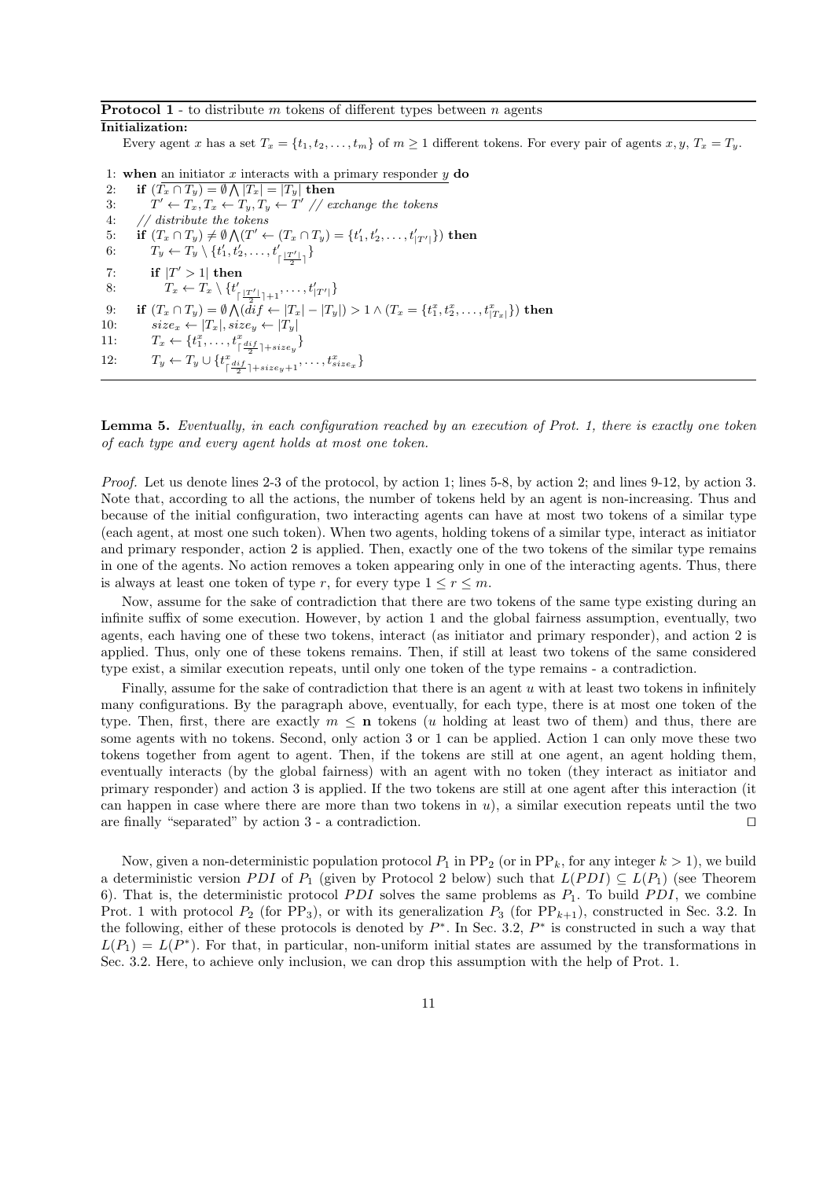**Protocol 1** - to distribute $m$ tokens of different types between $n$ agents

**Initialization:**

Every agent $x$ has a set $T_x = \{t_1, t_2, \ldots, t_m\}$ of $m \geq 1$ different tokens. For every pair of agents $x, y$, $T_x = T_y$.

```
1: when an initiator x interacts with a primary responder y do
2:    if (T_x ∩ T_y) = ∅ ⋀ |T_x| = |T_y| then
3:       T' ← T_x, T_x ← T_y, T_y ← T' // exchange the tokens
4:    // distribute the tokens
5:    if (T_x ∩ T_y) ≠ ∅ ⋀(T' ← (T_x ∩ T_y) = {t'_1, t'_2, ..., t'_{|T'|}}) then
6:       T_y ← T_y \ {t'_1, t'_2, ..., t'_{⌈|T'|/2⌉}}
7:       if |T' > 1| then
8:          T_x ← T_x \ {t'_{⌈|T'|/2⌉+1}, ..., t'_{|T'|}}
9:    if (T_x ∩ T_y) = ∅ ⋀(dif ← |T_x| − |T_y|) > 1 ∧ (T_x = {t^x_1, t^x_2, ..., t^x_{|T_x|}}) then
10:      size_x ← |T_x|, size_y ← |T_y|
11:      T_x ← {t^x_1, ..., t^x_{⌈dif/2⌉+size_y}}
12:      T_y ← T_y ∪ {t^x_{⌈dif/2⌉+size_y+1}, ..., t^x_{size_x}}
```

**Lemma 5.** *Eventually, in each configuration reached by an execution of Prot. 1, there is exactly one token of each type and every agent holds at most one token.*

*Proof.* Let us denote lines 2-3 of the protocol, by action 1; lines 5-8, by action 2; and lines 9-12, by action 3. Note that, according to all the actions, the number of tokens held by an agent is non-increasing. Thus and because of the initial configuration, two interacting agents can have at most two tokens of a similar type (each agent, at most one such token). When two agents, holding tokens of a similar type, interact as initiator and primary responder, action 2 is applied. Then, exactly one of the two tokens of the similar type remains in one of the agents. No action removes a token appearing only in one of the interacting agents. Thus, there is always at least one token of type $r$, for every type $1 \leq r \leq m$.

Now, assume for the sake of contradiction that there are two tokens of the same type existing during an infinite suffix of some execution. However, by action 1 and the global fairness assumption, eventually, two agents, each having one of these two tokens, interact (as initiator and primary responder), and action 2 is applied. Thus, only one of these tokens remains. Then, if still at least two tokens of the same considered type exist, a similar execution repeats, until only one token of the type remains - a contradiction.

Finally, assume for the sake of contradiction that there is an agent $u$ with at least two tokens in infinitely many configurations. By the paragraph above, eventually, for each type, there is at most one token of the type. Then, first, there are exactly $m \leq \mathbf{n}$ tokens ($u$ holding at least two of them) and thus, there are some agents with no tokens. Second, only action 3 or 1 can be applied. Action 1 can only move these two tokens together from agent to agent. Then, if the tokens are still at one agent, an agent holding them, eventually interacts (by the global fairness) with an agent with no token (they interact as initiator and primary responder) and action 3 is applied. If the two tokens are still at one agent after this interaction (it can happen in case where there are more than two tokens in $u$), a similar execution repeats until the two are finally "separated" by action 3 - a contradiction. ⊓⊔

Now, given a non-deterministic population protocol $P_1$ in $\text{PP}_2$ (or in $\text{PP}_k$, for any integer $k > 1$), we build a deterministic version $PDI$ of $P_1$ (given by Protocol 2 below) such that $L(PDI) \subseteq L(P_1)$ (see Theorem 6). That is, the deterministic protocol $PDI$ solves the same problems as $P_1$. To build $PDI$, we combine Prot. 1 with protocol $P_2$ (for $\text{PP}_3$), or with its generalization $P_3$ (for $\text{PP}_{k+1}$), constructed in Sec. 3.2. In the following, either of these protocols is denoted by $P^*$. In Sec. 3.2, $P^*$ is constructed in such a way that $L(P_1) = L(P^*)$. For that, in particular, non-uniform initial states are assumed by the transformations in Sec. 3.2. Here, to achieve only inclusion, we can drop this assumption with the help of Prot. 1.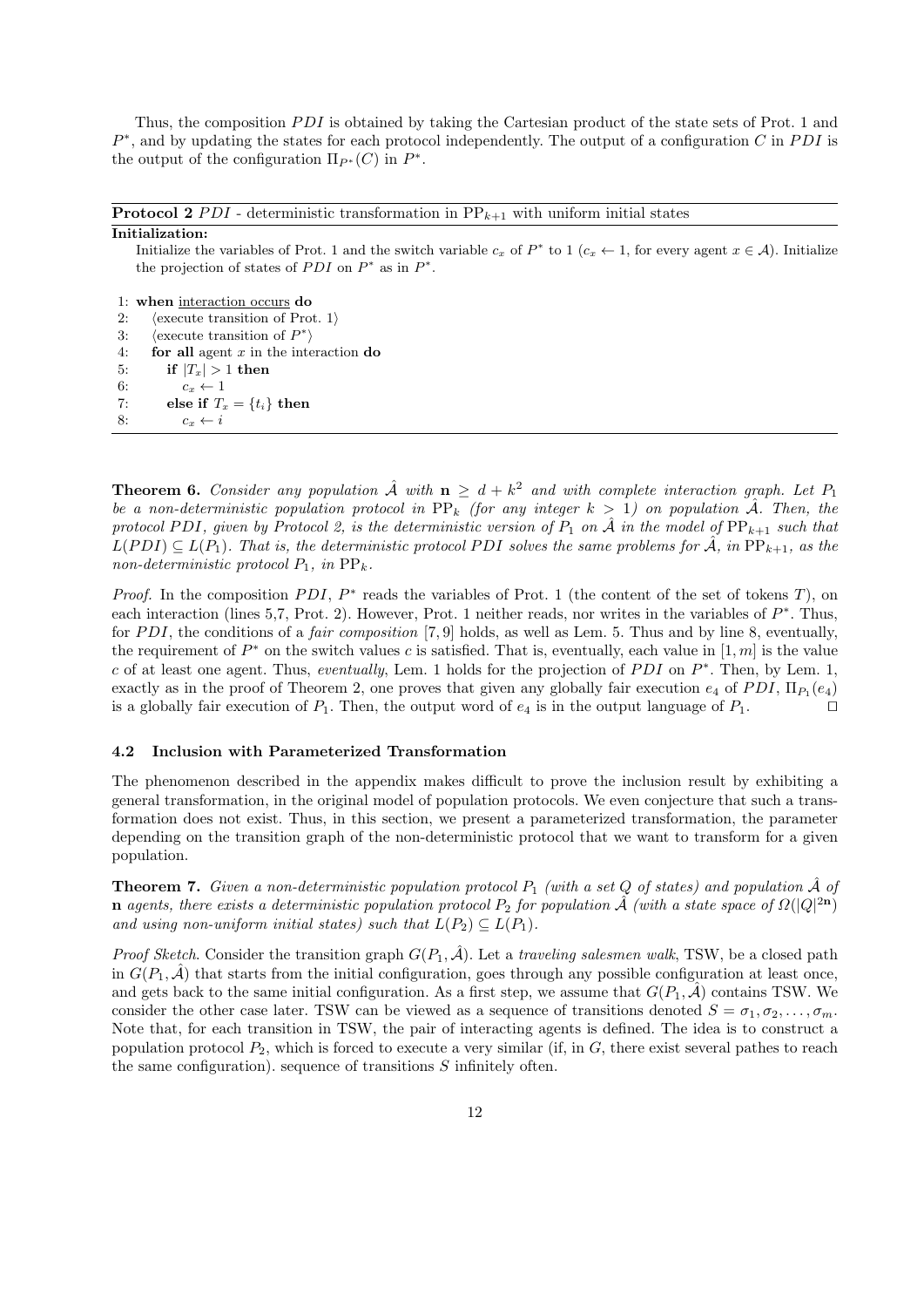Thus, the composition $PDI$ is obtained by taking the Cartesian product of the state sets of Prot. 1 and $P^*$, and by updating the states for each protocol independently. The output of a configuration $C$ in $PDI$ is the output of the configuration $\Pi_{P^*}(C)$ in $P^*$.

---

**Protocol 2** $PDI$ - deterministic transformation in $\mathrm{PP}_{k+1}$ with uniform initial states

**Initialization:**

Initialize the variables of Prot. 1 and the switch variable $c_x$ of $P^*$ to 1 ($c_x \leftarrow 1$, for every agent $x \in \mathcal{A}$). Initialize the projection of states of $PDI$ on $P^*$ as in $P^*$.

```
1: when interaction occurs do
2:    ⟨execute transition of Prot. 1⟩
3:    ⟨execute transition of P*⟩
4:    for all agent x in the interaction do
5:       if |T_x| > 1 then
6:          c_x ← 1
7:       else if T_x = {t_i} then
8:          c_x ← i
```

---

**Theorem 6.** *Consider any population $\hat{\mathcal{A}}$ with $\mathbf{n} \geq d + k^2$ and with complete interaction graph. Let $P_1$ be a non-deterministic population protocol in $\mathrm{PP}_k$ (for any integer $k > 1$) on population $\hat{\mathcal{A}}$. Then, the protocol $PDI$, given by Protocol 2, is the deterministic version of $P_1$ on $\hat{\mathcal{A}}$ in the model of $\mathrm{PP}_{k+1}$ such that $L(PDI) \subseteq L(P_1)$. That is, the deterministic protocol $PDI$ solves the same problems for $\hat{\mathcal{A}}$, in $\mathrm{PP}_{k+1}$, as the non-deterministic protocol $P_1$, in $\mathrm{PP}_k$.*

*Proof.* In the composition $PDI$, $P^*$ reads the variables of Prot. 1 (the content of the set of tokens $T$), on each interaction (lines 5,7, Prot. 2). However, Prot. 1 neither reads, nor writes in the variables of $P^*$. Thus, for $PDI$, the conditions of a *fair composition* [7, 9] holds, as well as Lem. 5. Thus and by line 8, eventually, the requirement of $P^*$ on the switch values $c$ is satisfied. That is, eventually, each value in $[1, m]$ is the value $c$ of at least one agent. Thus, *eventually*, Lem. 1 holds for the projection of $PDI$ on $P^*$. Then, by Lem. 1, exactly as in the proof of Theorem 2, one proves that given any globally fair execution $e_4$ of $PDI$, $\Pi_{P_1}(e_4)$ is a globally fair execution of $P_1$. Then, the output word of $e_4$ is in the output language of $P_1$. □

### 4.2 Inclusion with Parameterized Transformation

The phenomenon described in the appendix makes difficult to prove the inclusion result by exhibiting a general transformation, in the original model of population protocols. We even conjecture that such a transformation does not exist. Thus, in this section, we present a parameterized transformation, the parameter depending on the transition graph of the non-deterministic protocol that we want to transform for a given population.

**Theorem 7.** *Given a non-deterministic population protocol $P_1$ (with a set $Q$ of states) and population $\hat{\mathcal{A}}$ of $\mathbf{n}$ agents, there exists a deterministic population protocol $P_2$ for population $\hat{\mathcal{A}}$ (with a state space of $\Omega(|Q|^{2\mathbf{n}})$ and using non-uniform initial states) such that $L(P_2) \subseteq L(P_1)$.*

*Proof Sketch.* Consider the transition graph $G(P_1, \hat{\mathcal{A}})$. Let a *traveling salesmen walk*, TSW, be a closed path in $G(P_1, \hat{\mathcal{A}})$ that starts from the initial configuration, goes through any possible configuration at least once, and gets back to the same initial configuration. As a first step, we assume that $G(P_1, \hat{\mathcal{A}})$ contains TSW. We consider the other case later. TSW can be viewed as a sequence of transitions denoted $S = \sigma_1, \sigma_2, \ldots, \sigma_m$. Note that, for each transition in TSW, the pair of interacting agents is defined. The idea is to construct a population protocol $P_2$, which is forced to execute a very similar (if, in $G$, there exist several pathes to reach the same configuration). sequence of transitions $S$ infinitely often.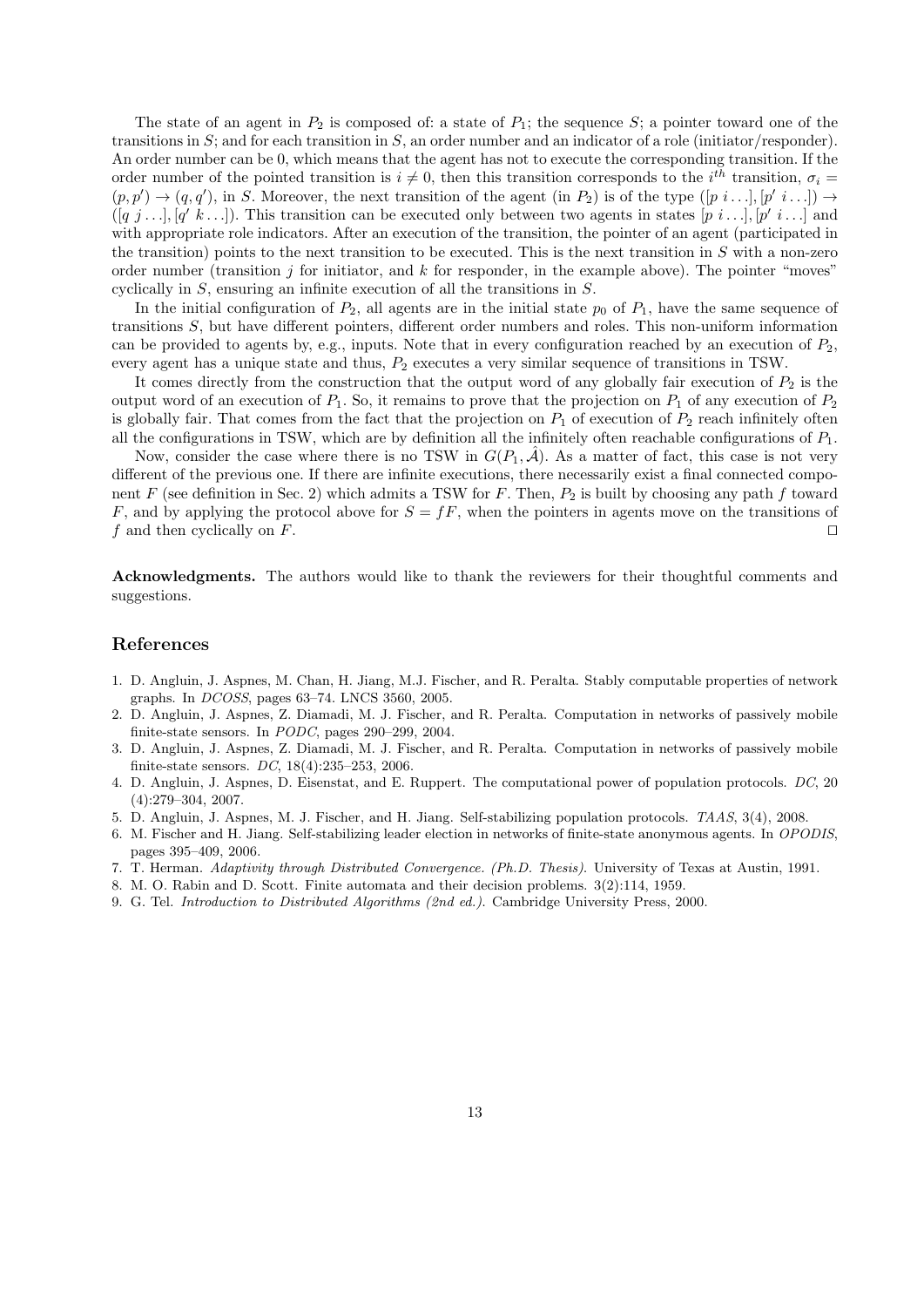The state of an agent in $P_2$ is composed of: a state of $P_1$; the sequence $S$; a pointer toward one of the transitions in $S$; and for each transition in $S$, an order number and an indicator of a role (initiator/responder). An order number can be 0, which means that the agent has not to execute the corresponding transition. If the order number of the pointed transition is $i \neq 0$, then this transition corresponds to the $i^{th}$ transition, $\sigma_i = (p, p') \rightarrow (q, q')$, in $S$. Moreover, the next transition of the agent (in $P_2$) is of the type $([p\ i \ldots], [p'\ i \ldots]) \rightarrow ([q\ j \ldots], [q'\ k \ldots])$. This transition can be executed only between two agents in states $[p\ i \ldots], [p'\ i \ldots]$ and with appropriate role indicators. After an execution of the transition, the pointer of an agent (participated in the transition) points to the next transition to be executed. This is the next transition in $S$ with a non-zero order number (transition $j$ for initiator, and $k$ for responder, in the example above). The pointer "moves" cyclically in $S$, ensuring an infinite execution of all the transitions in $S$.

In the initial configuration of $P_2$, all agents are in the initial state $p_0$ of $P_1$, have the same sequence of transitions $S$, but have different pointers, different order numbers and roles. This non-uniform information can be provided to agents by, e.g., inputs. Note that in every configuration reached by an execution of $P_2$, every agent has a unique state and thus, $P_2$ executes a very similar sequence of transitions in TSW.

It comes directly from the construction that the output word of any globally fair execution of $P_2$ is the output word of an execution of $P_1$. So, it remains to prove that the projection on $P_1$ of any execution of $P_2$ is globally fair. That comes from the fact that the projection on $P_1$ of execution of $P_2$ reach infinitely often all the configurations in TSW, which are by definition all the infinitely often reachable configurations of $P_1$.

Now, consider the case where there is no TSW in $G(P_1, \hat{\mathcal{A}})$. As a matter of fact, this case is not very different of the previous one. If there are infinite executions, there necessarily exist a final connected component $F$ (see definition in Sec. 2) which admits a TSW for $F$. Then, $P_2$ is built by choosing any path $f$ toward $F$, and by applying the protocol above for $S = fF$, when the pointers in agents move on the transitions of $f$ and then cyclically on $F$. ◻

**Acknowledgments.** The authors would like to thank the reviewers for their thoughtful comments and suggestions.

## References

1. D. Angluin, J. Aspnes, M. Chan, H. Jiang, M.J. Fischer, and R. Peralta. Stably computable properties of network graphs. In *DCOSS*, pages 63–74. LNCS 3560, 2005.
2. D. Angluin, J. Aspnes, Z. Diamadi, M. J. Fischer, and R. Peralta. Computation in networks of passively mobile finite-state sensors. In *PODC*, pages 290–299, 2004.
3. D. Angluin, J. Aspnes, Z. Diamadi, M. J. Fischer, and R. Peralta. Computation in networks of passively mobile finite-state sensors. *DC*, 18(4):235–253, 2006.
4. D. Angluin, J. Aspnes, D. Eisenstat, and E. Ruppert. The computational power of population protocols. *DC*, 20 (4):279–304, 2007.
5. D. Angluin, J. Aspnes, M. J. Fischer, and H. Jiang. Self-stabilizing population protocols. *TAAS*, 3(4), 2008.
6. M. Fischer and H. Jiang. Self-stabilizing leader election in networks of finite-state anonymous agents. In *OPODIS*, pages 395–409, 2006.
7. T. Herman. *Adaptivity through Distributed Convergence. (Ph.D. Thesis)*. University of Texas at Austin, 1991.
8. M. O. Rabin and D. Scott. Finite automata and their decision problems. 3(2):114, 1959.
9. G. Tel. *Introduction to Distributed Algorithms (2nd ed.)*. Cambridge University Press, 2000.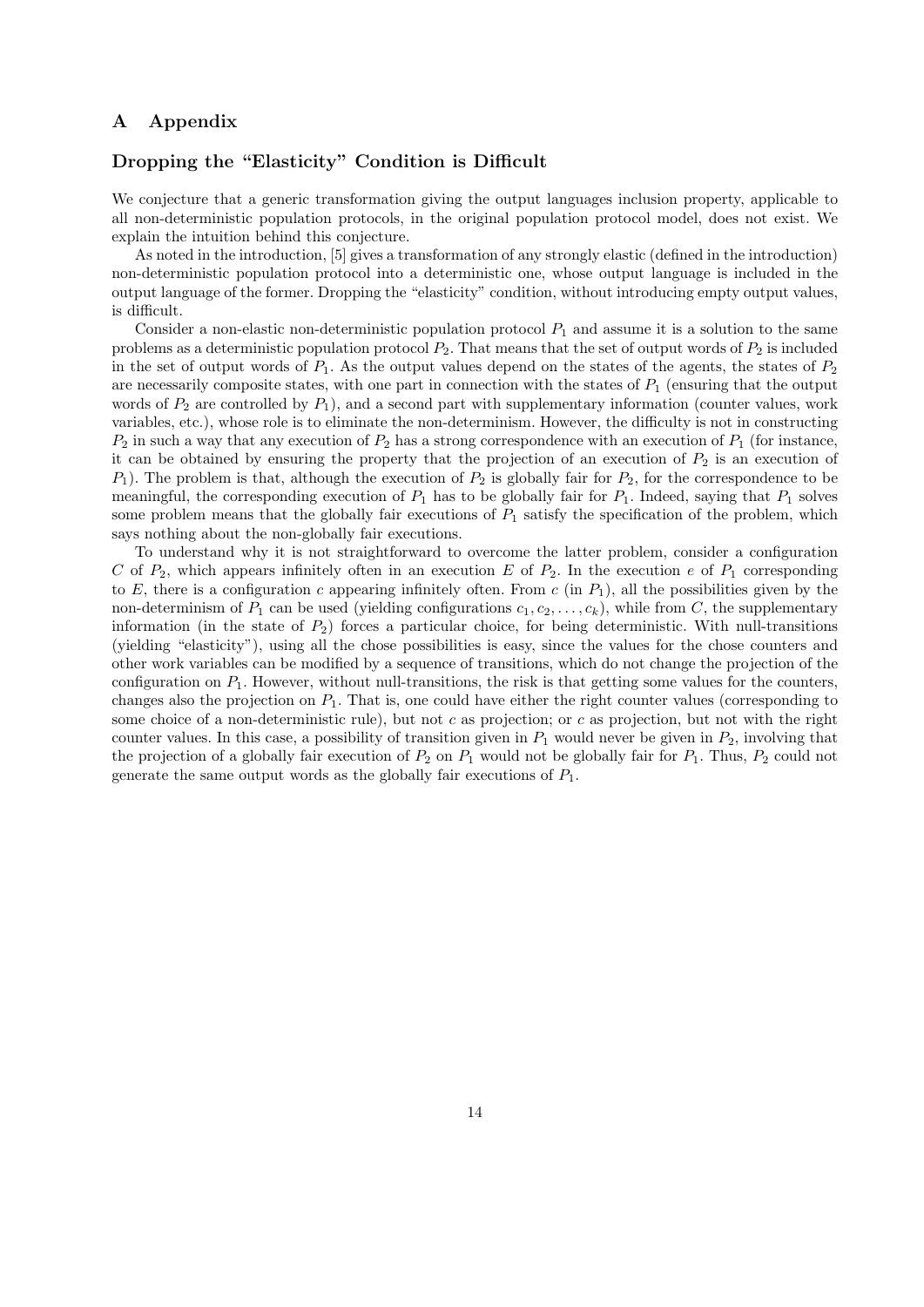# A Appendix

## Dropping the "Elasticity" Condition is Difficult

We conjecture that a generic transformation giving the output languages inclusion property, applicable to all non-deterministic population protocols, in the original population protocol model, does not exist. We explain the intuition behind this conjecture.

As noted in the introduction, [5] gives a transformation of any strongly elastic (defined in the introduction) non-deterministic population protocol into a deterministic one, whose output language is included in the output language of the former. Dropping the "elasticity" condition, without introducing empty output values, is difficult.

Consider a non-elastic non-deterministic population protocol $P_1$ and assume it is a solution to the same problems as a deterministic population protocol $P_2$. That means that the set of output words of $P_2$ is included in the set of output words of $P_1$. As the output values depend on the states of the agents, the states of $P_2$ are necessarily composite states, with one part in connection with the states of $P_1$ (ensuring that the output words of $P_2$ are controlled by $P_1$), and a second part with supplementary information (counter values, work variables, etc.), whose role is to eliminate the non-determinism. However, the difficulty is not in constructing $P_2$ in such a way that any execution of $P_2$ has a strong correspondence with an execution of $P_1$ (for instance, it can be obtained by ensuring the property that the projection of an execution of $P_2$ is an execution of $P_1$). The problem is that, although the execution of $P_2$ is globally fair for $P_2$, for the correspondence to be meaningful, the corresponding execution of $P_1$ has to be globally fair for $P_1$. Indeed, saying that $P_1$ solves some problem means that the globally fair executions of $P_1$ satisfy the specification of the problem, which says nothing about the non-globally fair executions.

To understand why it is not straightforward to overcome the latter problem, consider a configuration $C$ of $P_2$, which appears infinitely often in an execution $E$ of $P_2$. In the execution $e$ of $P_1$ corresponding to $E$, there is a configuration $c$ appearing infinitely often. From $c$ (in $P_1$), all the possibilities given by the non-determinism of $P_1$ can be used (yielding configurations $c_1, c_2, \ldots, c_k$), while from $C$, the supplementary information (in the state of $P_2$) forces a particular choice, for being deterministic. With null-transitions (yielding "elasticity"), using all the chose possibilities is easy, since the values for the chose counters and other work variables can be modified by a sequence of transitions, which do not change the projection of the configuration on $P_1$. However, without null-transitions, the risk is that getting some values for the counters, changes also the projection on $P_1$. That is, one could have either the right counter values (corresponding to some choice of a non-deterministic rule), but not $c$ as projection; or $c$ as projection, but not with the right counter values. In this case, a possibility of transition given in $P_1$ would never be given in $P_2$, involving that the projection of a globally fair execution of $P_2$ on $P_1$ would not be globally fair for $P_1$. Thus, $P_2$ could not generate the same output words as the globally fair executions of $P_1$.